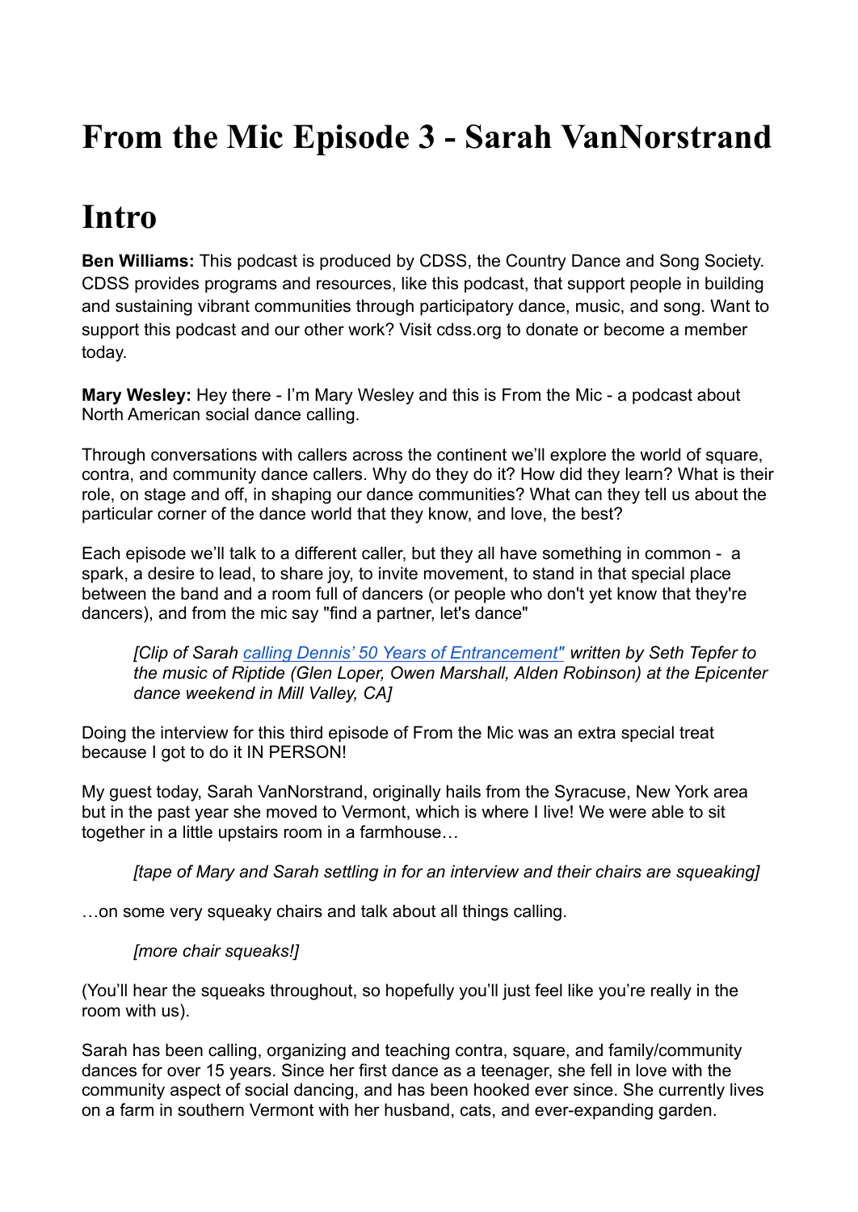# From the Mic Episode 3 - Sarah VanNorstrand

# Intro

**Ben Williams:** This podcast is produced by CDSS, the Country Dance and Song Society. CDSS provides programs and resources, like this podcast, that support people in building and sustaining vibrant communities through participatory dance, music, and song. Want to support this podcast and our other work? Visit cdss.org to donate or become a member today.

**Mary Wesley:** Hey there - I'm Mary Wesley and this is From the Mic - a podcast about North American social dance calling.

Through conversations with callers across the continent we'll explore the world of square, contra, and community dance callers. Why do they do it? How did they learn? What is their role, on stage and off, in shaping our dance communities? What can they tell us about the particular corner of the dance world that they know, and love, the best?

Each episode we'll talk to a different caller, but they all have something in common - a spark, a desire to lead, to share joy, to invite movement, to stand in that special place between the band and a room full of dancers (or people who don't yet know that they're dancers), and from the mic say "find a partner, let's dance"

> *[Clip of Sarah calling Dennis' 50 Years of Entrancement" written by Seth Tepfer to the music of Riptide (Glen Loper, Owen Marshall, Alden Robinson) at the Epicenter dance weekend in Mill Valley, CA]*

Doing the interview for this third episode of From the Mic was an extra special treat because I got to do it IN PERSON!

My guest today, Sarah VanNorstrand, originally hails from the Syracuse, New York area but in the past year she moved to Vermont, which is where I live! We were able to sit together in a little upstairs room in a farmhouse…

> *[tape of Mary and Sarah settling in for an interview and their chairs are squeaking]*

…on some very squeaky chairs and talk about all things calling.

> *[more chair squeaks!]*

(You'll hear the squeaks throughout, so hopefully you'll just feel like you're really in the room with us).

Sarah has been calling, organizing and teaching contra, square, and family/community dances for over 15 years. Since her first dance as a teenager, she fell in love with the community aspect of social dancing, and has been hooked ever since. She currently lives on a farm in southern Vermont with her husband, cats, and ever-expanding garden.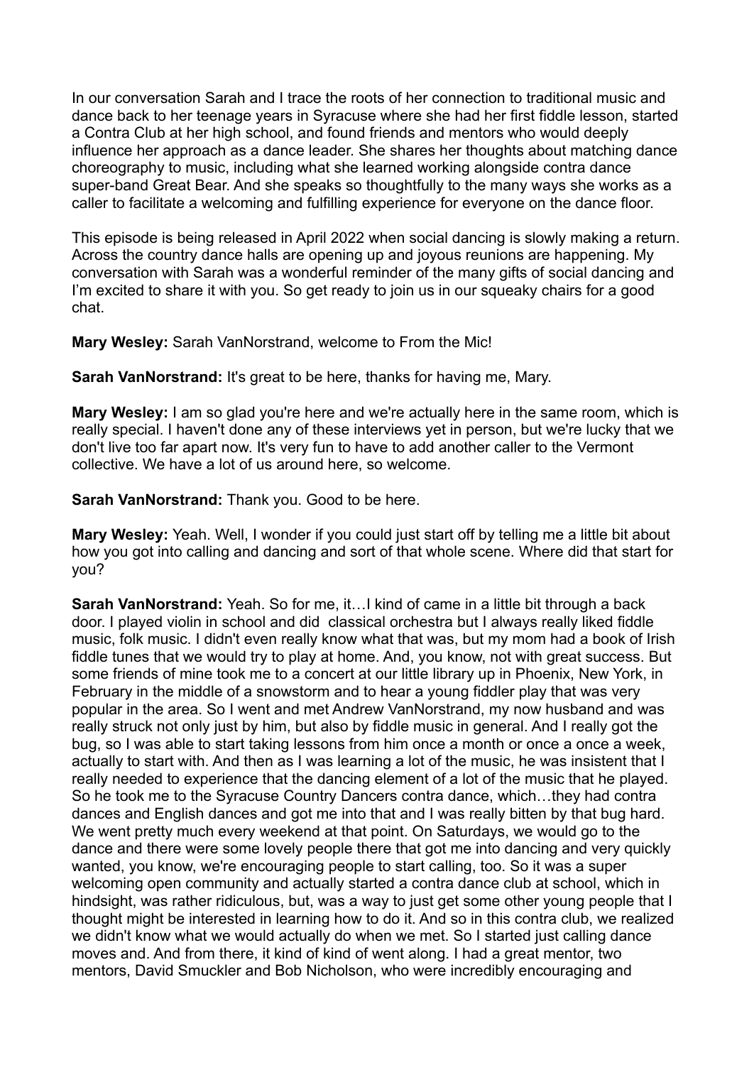In our conversation Sarah and I trace the roots of her connection to traditional music and dance back to her teenage years in Syracuse where she had her first fiddle lesson, started a Contra Club at her high school, and found friends and mentors who would deeply influence her approach as a dance leader. She shares her thoughts about matching dance choreography to music, including what she learned working alongside contra dance super-band Great Bear. And she speaks so thoughtfully to the many ways she works as a caller to facilitate a welcoming and fulfilling experience for everyone on the dance floor.

This episode is being released in April 2022 when social dancing is slowly making a return. Across the country dance halls are opening up and joyous reunions are happening. My conversation with Sarah was a wonderful reminder of the many gifts of social dancing and I'm excited to share it with you. So get ready to join us in our squeaky chairs for a good chat.

**Mary Wesley:** Sarah VanNorstrand, welcome to From the Mic!

**Sarah VanNorstrand:** It's great to be here, thanks for having me, Mary.

**Mary Wesley:** I am so glad you're here and we're actually here in the same room, which is really special. I haven't done any of these interviews yet in person, but we're lucky that we don't live too far apart now. It's very fun to have to add another caller to the Vermont collective. We have a lot of us around here, so welcome.

**Sarah VanNorstrand:** Thank you. Good to be here.

**Mary Wesley:** Yeah. Well, I wonder if you could just start off by telling me a little bit about how you got into calling and dancing and sort of that whole scene. Where did that start for you?

**Sarah VanNorstrand:** Yeah. So for me, it…I kind of came in a little bit through a back door. I played violin in school and did classical orchestra but I always really liked fiddle music, folk music. I didn't even really know what that was, but my mom had a book of Irish fiddle tunes that we would try to play at home. And, you know, not with great success. But some friends of mine took me to a concert at our little library up in Phoenix, New York, in February in the middle of a snowstorm and to hear a young fiddler play that was very popular in the area. So I went and met Andrew VanNorstrand, my now husband and was really struck not only just by him, but also by fiddle music in general. And I really got the bug, so I was able to start taking lessons from him once a month or once a once a week, actually to start with. And then as I was learning a lot of the music, he was insistent that I really needed to experience that the dancing element of a lot of the music that he played. So he took me to the Syracuse Country Dancers contra dance, which…they had contra dances and English dances and got me into that and I was really bitten by that bug hard. We went pretty much every weekend at that point. On Saturdays, we would go to the dance and there were some lovely people there that got me into dancing and very quickly wanted, you know, we're encouraging people to start calling, too. So it was a super welcoming open community and actually started a contra dance club at school, which in hindsight, was rather ridiculous, but, was a way to just get some other young people that I thought might be interested in learning how to do it. And so in this contra club, we realized we didn't know what we would actually do when we met. So I started just calling dance moves and. And from there, it kind of kind of went along. I had a great mentor, two mentors, David Smuckler and Bob Nicholson, who were incredibly encouraging and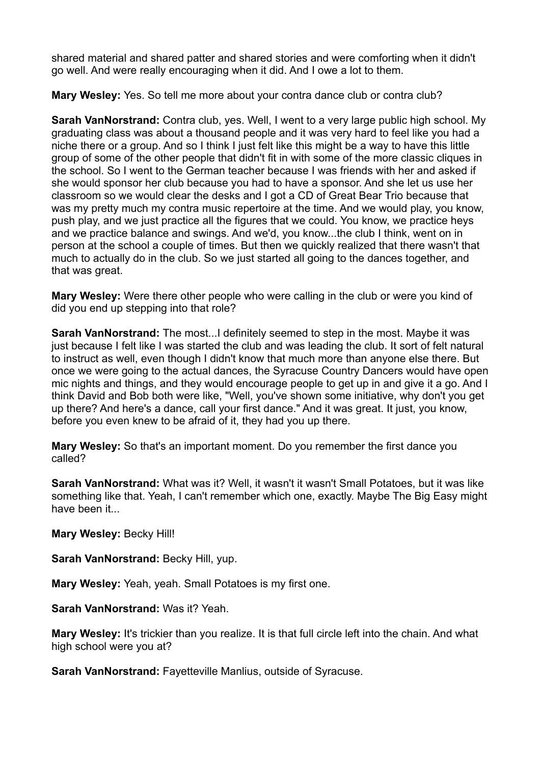shared material and shared patter and shared stories and were comforting when it didn't go well. And were really encouraging when it did. And I owe a lot to them.

**Mary Wesley:** Yes. So tell me more about your contra dance club or contra club?

**Sarah VanNorstrand:** Contra club, yes. Well, I went to a very large public high school. My graduating class was about a thousand people and it was very hard to feel like you had a niche there or a group. And so I think I just felt like this might be a way to have this little group of some of the other people that didn't fit in with some of the more classic cliques in the school. So I went to the German teacher because I was friends with her and asked if she would sponsor her club because you had to have a sponsor. And she let us use her classroom so we would clear the desks and I got a CD of Great Bear Trio because that was my pretty much my contra music repertoire at the time. And we would play, you know, push play, and we just practice all the figures that we could. You know, we practice heys and we practice balance and swings. And we'd, you know...the club I think, went on in person at the school a couple of times. But then we quickly realized that there wasn't that much to actually do in the club. So we just started all going to the dances together, and that was great.

**Mary Wesley:** Were there other people who were calling in the club or were you kind of did you end up stepping into that role?

**Sarah VanNorstrand:** The most...I definitely seemed to step in the most. Maybe it was just because I felt like I was started the club and was leading the club. It sort of felt natural to instruct as well, even though I didn't know that much more than anyone else there. But once we were going to the actual dances, the Syracuse Country Dancers would have open mic nights and things, and they would encourage people to get up in and give it a go. And I think David and Bob both were like, "Well, you've shown some initiative, why don't you get up there? And here's a dance, call your first dance." And it was great. It just, you know, before you even knew to be afraid of it, they had you up there.

**Mary Wesley:** So that's an important moment. Do you remember the first dance you called?

**Sarah VanNorstrand:** What was it? Well, it wasn't it wasn't Small Potatoes, but it was like something like that. Yeah, I can't remember which one, exactly. Maybe The Big Easy might have been it...

**Mary Wesley:** Becky Hill!

**Sarah VanNorstrand:** Becky Hill, yup.

**Mary Wesley:** Yeah, yeah. Small Potatoes is my first one.

**Sarah VanNorstrand:** Was it? Yeah.

**Mary Wesley:** It's trickier than you realize. It is that full circle left into the chain. And what high school were you at?

**Sarah VanNorstrand:** Fayetteville Manlius, outside of Syracuse.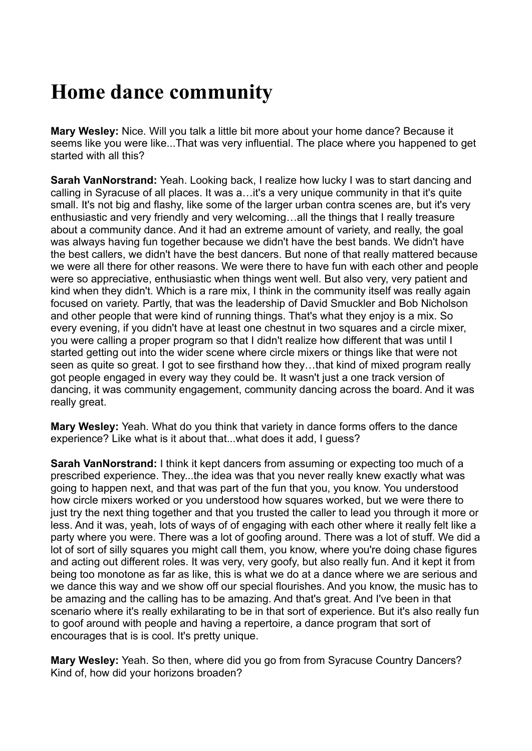# Home dance community

**Mary Wesley:** Nice. Will you talk a little bit more about your home dance? Because it seems like you were like...That was very influential. The place where you happened to get started with all this?

**Sarah VanNorstrand:** Yeah. Looking back, I realize how lucky I was to start dancing and calling in Syracuse of all places. It was a…it's a very unique community in that it's quite small. It's not big and flashy, like some of the larger urban contra scenes are, but it's very enthusiastic and very friendly and very welcoming…all the things that I really treasure about a community dance. And it had an extreme amount of variety, and really, the goal was always having fun together because we didn't have the best bands. We didn't have the best callers, we didn't have the best dancers. But none of that really mattered because we were all there for other reasons. We were there to have fun with each other and people were so appreciative, enthusiastic when things went well. But also very, very patient and kind when they didn't. Which is a rare mix, I think in the community itself was really again focused on variety. Partly, that was the leadership of David Smuckler and Bob Nicholson and other people that were kind of running things. That's what they enjoy is a mix. So every evening, if you didn't have at least one chestnut in two squares and a circle mixer, you were calling a proper program so that I didn't realize how different that was until I started getting out into the wider scene where circle mixers or things like that were not seen as quite so great. I got to see firsthand how they…that kind of mixed program really got people engaged in every way they could be. It wasn't just a one track version of dancing, it was community engagement, community dancing across the board. And it was really great.

**Mary Wesley:** Yeah. What do you think that variety in dance forms offers to the dance experience? Like what is it about that...what does it add, I guess?

**Sarah VanNorstrand:** I think it kept dancers from assuming or expecting too much of a prescribed experience. They...the idea was that you never really knew exactly what was going to happen next, and that was part of the fun that you, you know. You understood how circle mixers worked or you understood how squares worked, but we were there to just try the next thing together and that you trusted the caller to lead you through it more or less. And it was, yeah, lots of ways of of engaging with each other where it really felt like a party where you were. There was a lot of goofing around. There was a lot of stuff. We did a lot of sort of silly squares you might call them, you know, where you're doing chase figures and acting out different roles. It was very, very goofy, but also really fun. And it kept it from being too monotone as far as like, this is what we do at a dance where we are serious and we dance this way and we show off our special flourishes. And you know, the music has to be amazing and the calling has to be amazing. And that's great. And I've been in that scenario where it's really exhilarating to be in that sort of experience. But it's also really fun to goof around with people and having a repertoire, a dance program that sort of encourages that is is cool. It's pretty unique.

**Mary Wesley:** Yeah. So then, where did you go from from Syracuse Country Dancers? Kind of, how did your horizons broaden?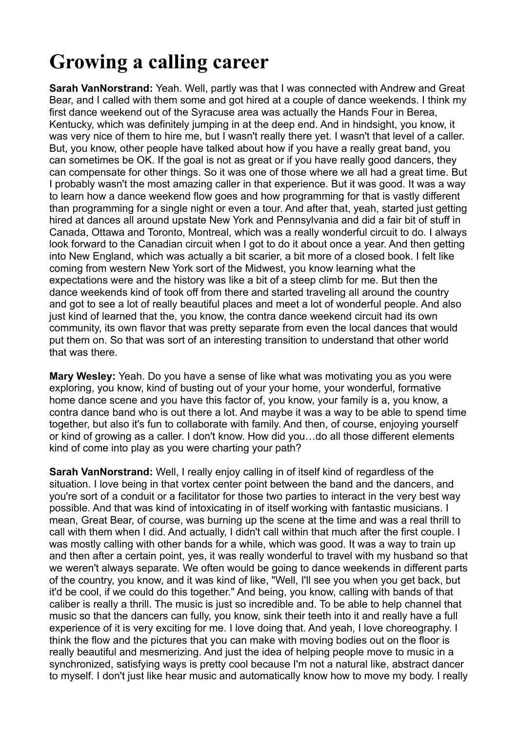# Growing a calling career

**Sarah VanNorstrand:** Yeah. Well, partly was that I was connected with Andrew and Great Bear, and I called with them some and got hired at a couple of dance weekends. I think my first dance weekend out of the Syracuse area was actually the Hands Four in Berea, Kentucky, which was definitely jumping in at the deep end. And in hindsight, you know, it was very nice of them to hire me, but I wasn't really there yet. I wasn't that level of a caller. But, you know, other people have talked about how if you have a really great band, you can sometimes be OK. If the goal is not as great or if you have really good dancers, they can compensate for other things. So it was one of those where we all had a great time. But I probably wasn't the most amazing caller in that experience. But it was good. It was a way to learn how a dance weekend flow goes and how programming for that is vastly different than programming for a single night or even a tour. And after that, yeah, started just getting hired at dances all around upstate New York and Pennsylvania and did a fair bit of stuff in Canada, Ottawa and Toronto, Montreal, which was a really wonderful circuit to do. I always look forward to the Canadian circuit when I got to do it about once a year. And then getting into New England, which was actually a bit scarier, a bit more of a closed book. I felt like coming from western New York sort of the Midwest, you know learning what the expectations were and the history was like a bit of a steep climb for me. But then the dance weekends kind of took off from there and started traveling all around the country and got to see a lot of really beautiful places and meet a lot of wonderful people. And also just kind of learned that the, you know, the contra dance weekend circuit had its own community, its own flavor that was pretty separate from even the local dances that would put them on. So that was sort of an interesting transition to understand that other world that was there.

**Mary Wesley:** Yeah. Do you have a sense of like what was motivating you as you were exploring, you know, kind of busting out of your your home, your wonderful, formative home dance scene and you have this factor of, you know, your family is a, you know, a contra dance band who is out there a lot. And maybe it was a way to be able to spend time together, but also it's fun to collaborate with family. And then, of course, enjoying yourself or kind of growing as a caller. I don't know. How did you…do all those different elements kind of come into play as you were charting your path?

**Sarah VanNorstrand:** Well, I really enjoy calling in of itself kind of regardless of the situation. I love being in that vortex center point between the band and the dancers, and you're sort of a conduit or a facilitator for those two parties to interact in the very best way possible. And that was kind of intoxicating in of itself working with fantastic musicians. I mean, Great Bear, of course, was burning up the scene at the time and was a real thrill to call with them when I did. And actually, I didn't call within that much after the first couple. I was mostly calling with other bands for a while, which was good. It was a way to train up and then after a certain point, yes, it was really wonderful to travel with my husband so that we weren't always separate. We often would be going to dance weekends in different parts of the country, you know, and it was kind of like, "Well, I'll see you when you get back, but it'd be cool, if we could do this together." And being, you know, calling with bands of that caliber is really a thrill. The music is just so incredible and. To be able to help channel that music so that the dancers can fully, you know, sink their teeth into it and really have a full experience of it is very exciting for me. I love doing that. And yeah, I love choreography. I think the flow and the pictures that you can make with moving bodies out on the floor is really beautiful and mesmerizing. And just the idea of helping people move to music in a synchronized, satisfying ways is pretty cool because I'm not a natural like, abstract dancer to myself. I don't just like hear music and automatically know how to move my body. I really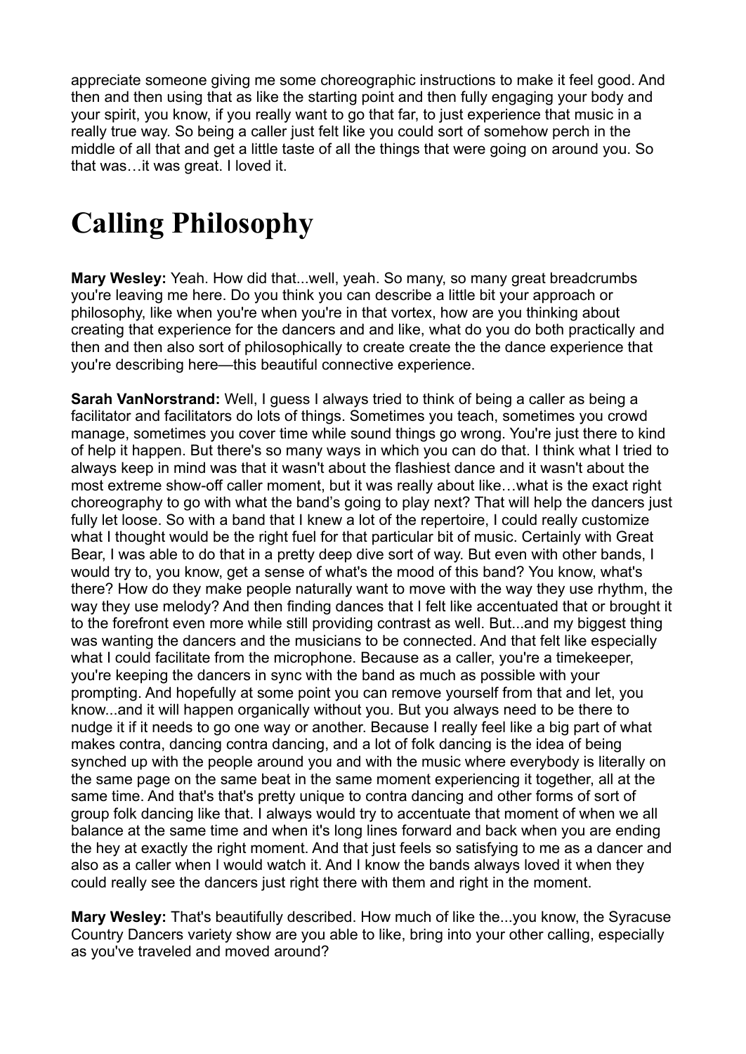appreciate someone giving me some choreographic instructions to make it feel good. And then and then using that as like the starting point and then fully engaging your body and your spirit, you know, if you really want to go that far, to just experience that music in a really true way. So being a caller just felt like you could sort of somehow perch in the middle of all that and get a little taste of all the things that were going on around you. So that was…it was great. I loved it.

# Calling Philosophy

**Mary Wesley:** Yeah. How did that...well, yeah. So many, so many great breadcrumbs you're leaving me here. Do you think you can describe a little bit your approach or philosophy, like when you're when you're in that vortex, how are you thinking about creating that experience for the dancers and and like, what do you do both practically and then and then also sort of philosophically to create create the the dance experience that you're describing here—this beautiful connective experience.

**Sarah VanNorstrand:** Well, I guess I always tried to think of being a caller as being a facilitator and facilitators do lots of things. Sometimes you teach, sometimes you crowd manage, sometimes you cover time while sound things go wrong. You're just there to kind of help it happen. But there's so many ways in which you can do that. I think what I tried to always keep in mind was that it wasn't about the flashiest dance and it wasn't about the most extreme show-off caller moment, but it was really about like…what is the exact right choreography to go with what the band’s going to play next? That will help the dancers just fully let loose. So with a band that I knew a lot of the repertoire, I could really customize what I thought would be the right fuel for that particular bit of music. Certainly with Great Bear, I was able to do that in a pretty deep dive sort of way. But even with other bands, I would try to, you know, get a sense of what's the mood of this band? You know, what's there? How do they make people naturally want to move with the way they use rhythm, the way they use melody? And then finding dances that I felt like accentuated that or brought it to the forefront even more while still providing contrast as well. But...and my biggest thing was wanting the dancers and the musicians to be connected. And that felt like especially what I could facilitate from the microphone. Because as a caller, you're a timekeeper, you're keeping the dancers in sync with the band as much as possible with your prompting. And hopefully at some point you can remove yourself from that and let, you know...and it will happen organically without you. But you always need to be there to nudge it if it needs to go one way or another. Because I really feel like a big part of what makes contra, dancing contra dancing, and a lot of folk dancing is the idea of being synched up with the people around you and with the music where everybody is literally on the same page on the same beat in the same moment experiencing it together, all at the same time. And that's that's pretty unique to contra dancing and other forms of sort of group folk dancing like that. I always would try to accentuate that moment of when we all balance at the same time and when it's long lines forward and back when you are ending the hey at exactly the right moment. And that just feels so satisfying to me as a dancer and also as a caller when I would watch it. And I know the bands always loved it when they could really see the dancers just right there with them and right in the moment.

**Mary Wesley:** That's beautifully described. How much of like the...you know, the Syracuse Country Dancers variety show are you able to like, bring into your other calling, especially as you've traveled and moved around?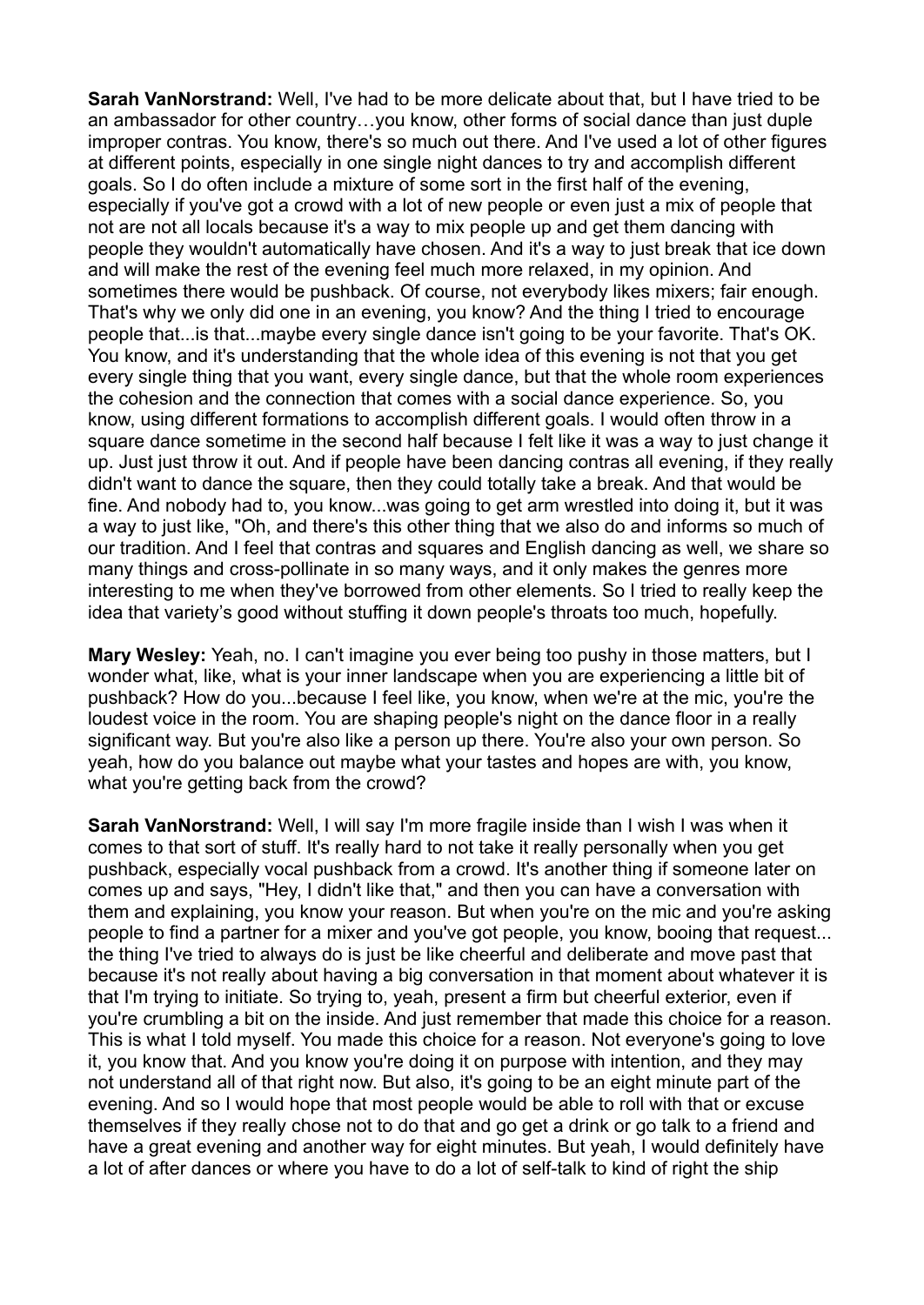**Sarah VanNorstrand:** Well, I've had to be more delicate about that, but I have tried to be an ambassador for other country…you know, other forms of social dance than just duple improper contras. You know, there's so much out there. And I've used a lot of other figures at different points, especially in one single night dances to try and accomplish different goals. So I do often include a mixture of some sort in the first half of the evening, especially if you've got a crowd with a lot of new people or even just a mix of people that not are not all locals because it's a way to mix people up and get them dancing with people they wouldn't automatically have chosen. And it's a way to just break that ice down and will make the rest of the evening feel much more relaxed, in my opinion. And sometimes there would be pushback. Of course, not everybody likes mixers; fair enough. That's why we only did one in an evening, you know? And the thing I tried to encourage people that...is that...maybe every single dance isn't going to be your favorite. That's OK. You know, and it's understanding that the whole idea of this evening is not that you get every single thing that you want, every single dance, but that the whole room experiences the cohesion and the connection that comes with a social dance experience. So, you know, using different formations to accomplish different goals. I would often throw in a square dance sometime in the second half because I felt like it was a way to just change it up. Just just throw it out. And if people have been dancing contras all evening, if they really didn't want to dance the square, then they could totally take a break. And that would be fine. And nobody had to, you know...was going to get arm wrestled into doing it, but it was a way to just like, "Oh, and there's this other thing that we also do and informs so much of our tradition. And I feel that contras and squares and English dancing as well, we share so many things and cross-pollinate in so many ways, and it only makes the genres more interesting to me when they've borrowed from other elements. So I tried to really keep the idea that variety's good without stuffing it down people's throats too much, hopefully.

**Mary Wesley:** Yeah, no. I can't imagine you ever being too pushy in those matters, but I wonder what, like, what is your inner landscape when you are experiencing a little bit of pushback? How do you...because I feel like, you know, when we're at the mic, you're the loudest voice in the room. You are shaping people's night on the dance floor in a really significant way. But you're also like a person up there. You're also your own person. So yeah, how do you balance out maybe what your tastes and hopes are with, you know, what you're getting back from the crowd?

**Sarah VanNorstrand:** Well, I will say I'm more fragile inside than I wish I was when it comes to that sort of stuff. It's really hard to not take it really personally when you get pushback, especially vocal pushback from a crowd. It's another thing if someone later on comes up and says, "Hey, I didn't like that," and then you can have a conversation with them and explaining, you know your reason. But when you're on the mic and you're asking people to find a partner for a mixer and you've got people, you know, booing that request... the thing I've tried to always do is just be like cheerful and deliberate and move past that because it's not really about having a big conversation in that moment about whatever it is that I'm trying to initiate. So trying to, yeah, present a firm but cheerful exterior, even if you're crumbling a bit on the inside. And just remember that made this choice for a reason. This is what I told myself. You made this choice for a reason. Not everyone's going to love it, you know that. And you know you're doing it on purpose with intention, and they may not understand all of that right now. But also, it's going to be an eight minute part of the evening. And so I would hope that most people would be able to roll with that or excuse themselves if they really chose not to do that and go get a drink or go talk to a friend and have a great evening and another way for eight minutes. But yeah, I would definitely have a lot of after dances or where you have to do a lot of self-talk to kind of right the ship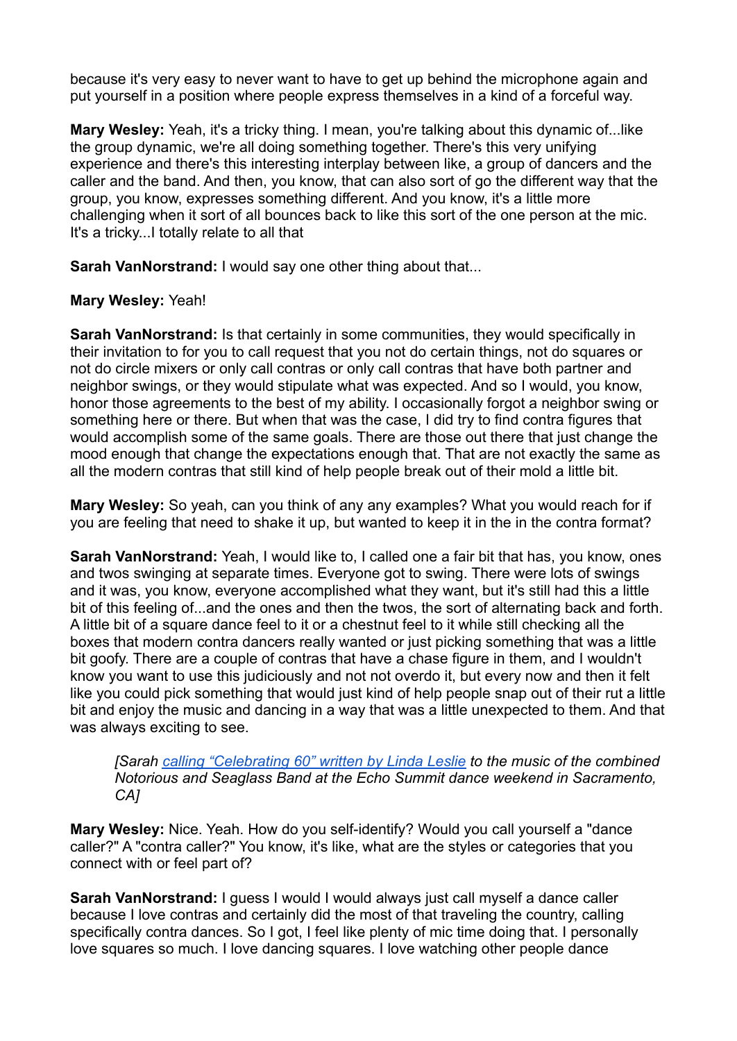because it's very easy to never want to have to get up behind the microphone again and put yourself in a position where people express themselves in a kind of a forceful way.

**Mary Wesley:** Yeah, it's a tricky thing. I mean, you're talking about this dynamic of...like the group dynamic, we're all doing something together. There's this very unifying experience and there's this interesting interplay between like, a group of dancers and the caller and the band. And then, you know, that can also sort of go the different way that the group, you know, expresses something different. And you know, it's a little more challenging when it sort of all bounces back to like this sort of the one person at the mic. It's a tricky...I totally relate to all that

**Sarah VanNorstrand:** I would say one other thing about that...

**Mary Wesley:** Yeah!

**Sarah VanNorstrand:** Is that certainly in some communities, they would specifically in their invitation to for you to call request that you not do certain things, not do squares or not do circle mixers or only call contras or only call contras that have both partner and neighbor swings, or they would stipulate what was expected. And so I would, you know, honor those agreements to the best of my ability. I occasionally forgot a neighbor swing or something here or there. But when that was the case, I did try to find contra figures that would accomplish some of the same goals. There are those out there that just change the mood enough that change the expectations enough that. That are not exactly the same as all the modern contras that still kind of help people break out of their mold a little bit.

**Mary Wesley:** So yeah, can you think of any any examples? What you would reach for if you are feeling that need to shake it up, but wanted to keep it in the in the contra format?

**Sarah VanNorstrand:** Yeah, I would like to, I called one a fair bit that has, you know, ones and twos swinging at separate times. Everyone got to swing. There were lots of swings and it was, you know, everyone accomplished what they want, but it's still had this a little bit of this feeling of...and the ones and then the twos, the sort of alternating back and forth. A little bit of a square dance feel to it or a chestnut feel to it while still checking all the boxes that modern contra dancers really wanted or just picking something that was a little bit goofy. There are a couple of contras that have a chase figure in them, and I wouldn't know you want to use this judiciously and not not overdo it, but every now and then it felt like you could pick something that would just kind of help people snap out of their rut a little bit and enjoy the music and dancing in a way that was a little unexpected to them. And that was always exciting to see.

> *[Sarah calling "Celebrating 60" written by Linda Leslie to the music of the combined Notorious and Seaglass Band at the Echo Summit dance weekend in Sacramento, CA]*

**Mary Wesley:** Nice. Yeah. How do you self-identify? Would you call yourself a "dance caller?" A "contra caller?" You know, it's like, what are the styles or categories that you connect with or feel part of?

**Sarah VanNorstrand:** I guess I would I would always just call myself a dance caller because I love contras and certainly did the most of that traveling the country, calling specifically contra dances. So I got, I feel like plenty of mic time doing that. I personally love squares so much. I love dancing squares. I love watching other people dance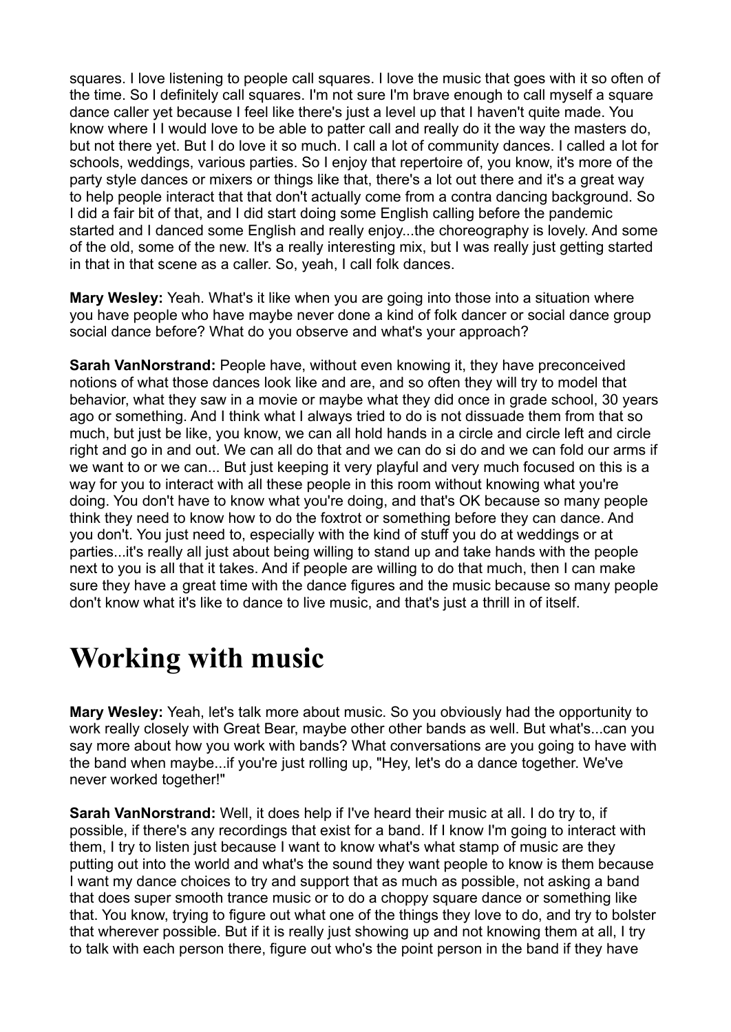squares. I love listening to people call squares. I love the music that goes with it so often of the time. So I definitely call squares. I'm not sure I'm brave enough to call myself a square dance caller yet because I feel like there's just a level up that I haven't quite made. You know where I I would love to be able to patter call and really do it the way the masters do, but not there yet. But I do love it so much. I call a lot of community dances. I called a lot for schools, weddings, various parties. So I enjoy that repertoire of, you know, it's more of the party style dances or mixers or things like that, there's a lot out there and it's a great way to help people interact that that don't actually come from a contra dancing background. So I did a fair bit of that, and I did start doing some English calling before the pandemic started and I danced some English and really enjoy...the choreography is lovely. And some of the old, some of the new. It's a really interesting mix, but I was really just getting started in that in that scene as a caller. So, yeah, I call folk dances.

**Mary Wesley:** Yeah. What's it like when you are going into those into a situation where you have people who have maybe never done a kind of folk dancer or social dance group social dance before? What do you observe and what's your approach?

**Sarah VanNorstrand:** People have, without even knowing it, they have preconceived notions of what those dances look like and are, and so often they will try to model that behavior, what they saw in a movie or maybe what they did once in grade school, 30 years ago or something. And I think what I always tried to do is not dissuade them from that so much, but just be like, you know, we can all hold hands in a circle and circle left and circle right and go in and out. We can all do that and we can do si do and we can fold our arms if we want to or we can... But just keeping it very playful and very much focused on this is a way for you to interact with all these people in this room without knowing what you're doing. You don't have to know what you're doing, and that's OK because so many people think they need to know how to do the foxtrot or something before they can dance. And you don't. You just need to, especially with the kind of stuff you do at weddings or at parties...it's really all just about being willing to stand up and take hands with the people next to you is all that it takes. And if people are willing to do that much, then I can make sure they have a great time with the dance figures and the music because so many people don't know what it's like to dance to live music, and that's just a thrill in of itself.

# Working with music

**Mary Wesley:** Yeah, let's talk more about music. So you obviously had the opportunity to work really closely with Great Bear, maybe other other bands as well. But what's...can you say more about how you work with bands? What conversations are you going to have with the band when maybe...if you're just rolling up, "Hey, let's do a dance together. We've never worked together!"

**Sarah VanNorstrand:** Well, it does help if I've heard their music at all. I do try to, if possible, if there's any recordings that exist for a band. If I know I'm going to interact with them, I try to listen just because I want to know what's what stamp of music are they putting out into the world and what's the sound they want people to know is them because I want my dance choices to try and support that as much as possible, not asking a band that does super smooth trance music or to do a choppy square dance or something like that. You know, trying to figure out what one of the things they love to do, and try to bolster that wherever possible. But if it is really just showing up and not knowing them at all, I try to talk with each person there, figure out who's the point person in the band if they have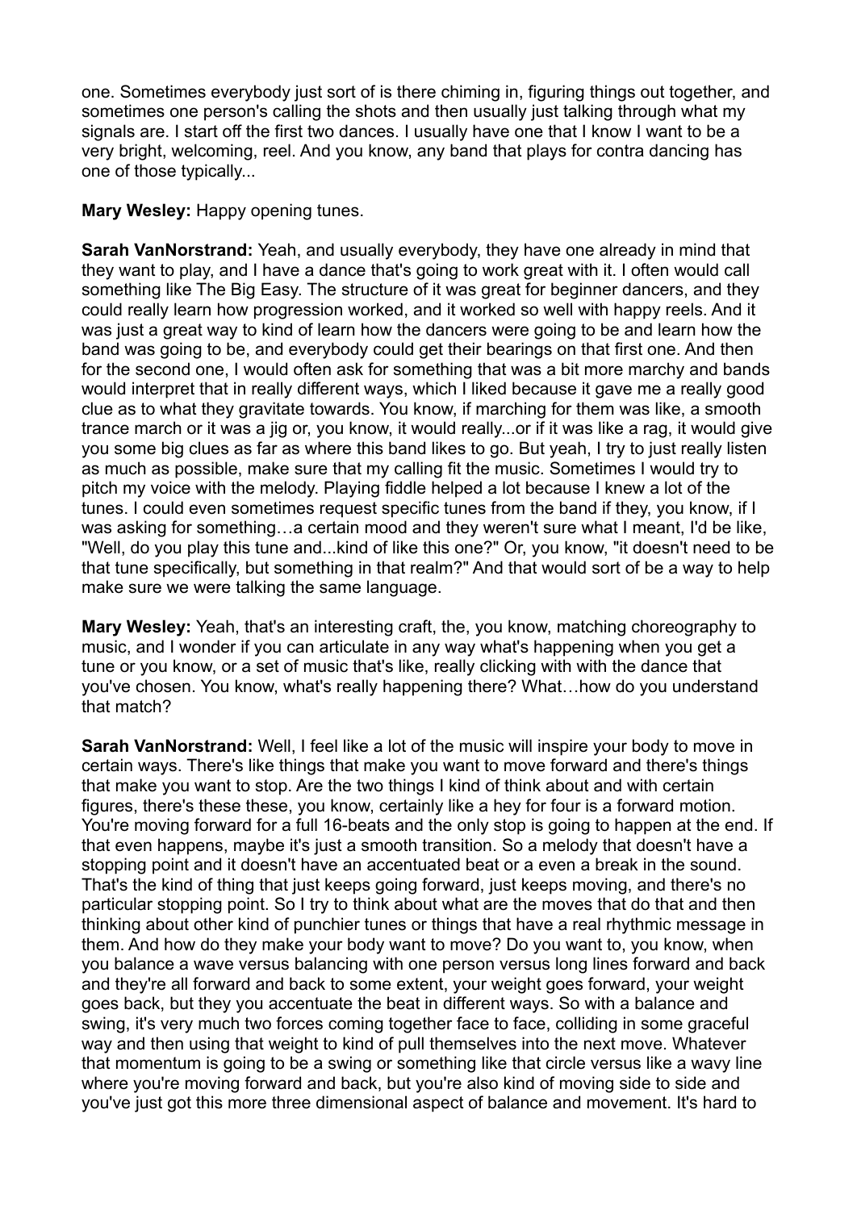one. Sometimes everybody just sort of is there chiming in, figuring things out together, and sometimes one person's calling the shots and then usually just talking through what my signals are. I start off the first two dances. I usually have one that I know I want to be a very bright, welcoming, reel. And you know, any band that plays for contra dancing has one of those typically...

**Mary Wesley:** Happy opening tunes.

**Sarah VanNorstrand:** Yeah, and usually everybody, they have one already in mind that they want to play, and I have a dance that's going to work great with it. I often would call something like The Big Easy. The structure of it was great for beginner dancers, and they could really learn how progression worked, and it worked so well with happy reels. And it was just a great way to kind of learn how the dancers were going to be and learn how the band was going to be, and everybody could get their bearings on that first one. And then for the second one, I would often ask for something that was a bit more marchy and bands would interpret that in really different ways, which I liked because it gave me a really good clue as to what they gravitate towards. You know, if marching for them was like, a smooth trance march or it was a jig or, you know, it would really...or if it was like a rag, it would give you some big clues as far as where this band likes to go. But yeah, I try to just really listen as much as possible, make sure that my calling fit the music. Sometimes I would try to pitch my voice with the melody. Playing fiddle helped a lot because I knew a lot of the tunes. I could even sometimes request specific tunes from the band if they, you know, if I was asking for something…a certain mood and they weren't sure what I meant, I'd be like, "Well, do you play this tune and...kind of like this one?" Or, you know, "it doesn't need to be that tune specifically, but something in that realm?" And that would sort of be a way to help make sure we were talking the same language.

**Mary Wesley:** Yeah, that's an interesting craft, the, you know, matching choreography to music, and I wonder if you can articulate in any way what's happening when you get a tune or you know, or a set of music that's like, really clicking with with the dance that you've chosen. You know, what's really happening there? What…how do you understand that match?

**Sarah VanNorstrand:** Well, I feel like a lot of the music will inspire your body to move in certain ways. There's like things that make you want to move forward and there's things that make you want to stop. Are the two things I kind of think about and with certain figures, there's these these, you know, certainly like a hey for four is a forward motion. You're moving forward for a full 16-beats and the only stop is going to happen at the end. If that even happens, maybe it's just a smooth transition. So a melody that doesn't have a stopping point and it doesn't have an accentuated beat or a even a break in the sound. That's the kind of thing that just keeps going forward, just keeps moving, and there's no particular stopping point. So I try to think about what are the moves that do that and then thinking about other kind of punchier tunes or things that have a real rhythmic message in them. And how do they make your body want to move? Do you want to, you know, when you balance a wave versus balancing with one person versus long lines forward and back and they're all forward and back to some extent, your weight goes forward, your weight goes back, but they you accentuate the beat in different ways. So with a balance and swing, it's very much two forces coming together face to face, colliding in some graceful way and then using that weight to kind of pull themselves into the next move. Whatever that momentum is going to be a swing or something like that circle versus like a wavy line where you're moving forward and back, but you're also kind of moving side to side and you've just got this more three dimensional aspect of balance and movement. It's hard to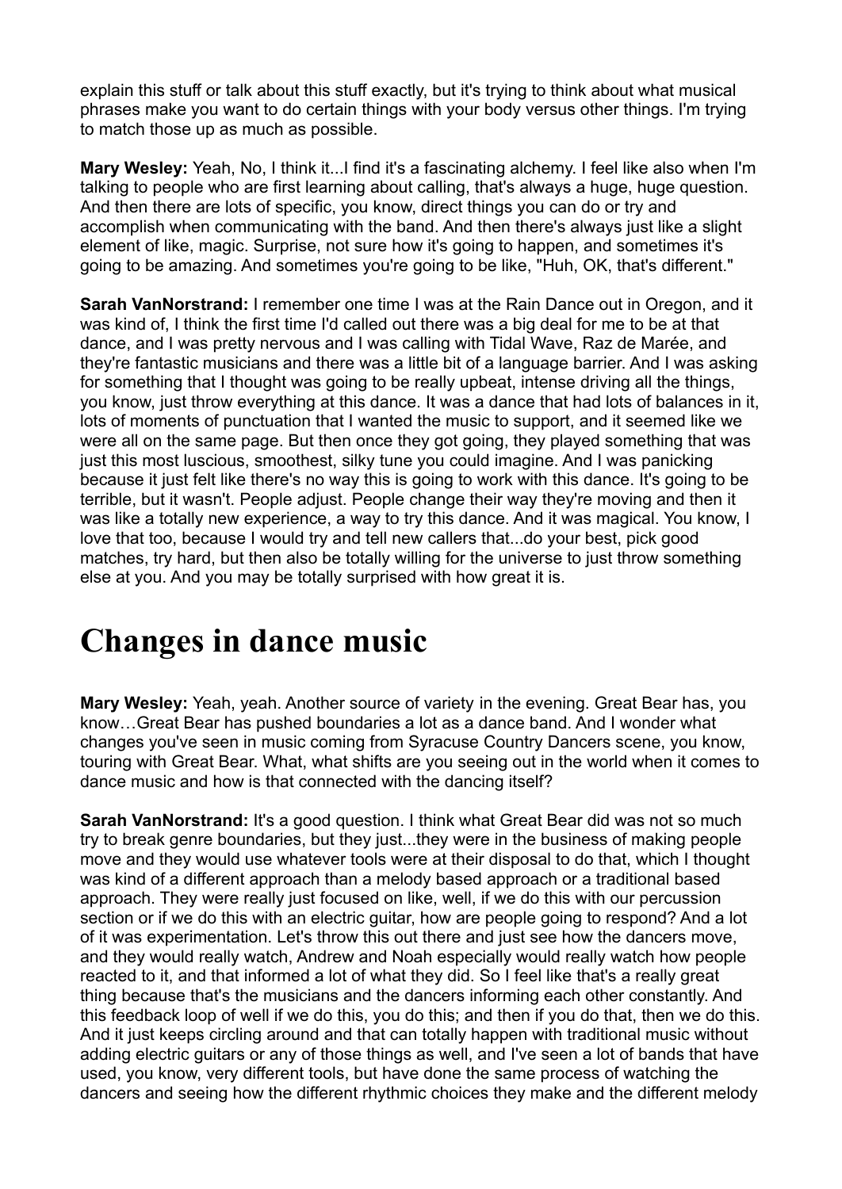explain this stuff or talk about this stuff exactly, but it's trying to think about what musical phrases make you want to do certain things with your body versus other things. I'm trying to match those up as much as possible.

**Mary Wesley:** Yeah, No, I think it...I find it's a fascinating alchemy. I feel like also when I'm talking to people who are first learning about calling, that's always a huge, huge question. And then there are lots of specific, you know, direct things you can do or try and accomplish when communicating with the band. And then there's always just like a slight element of like, magic. Surprise, not sure how it's going to happen, and sometimes it's going to be amazing. And sometimes you're going to be like, "Huh, OK, that's different."

**Sarah VanNorstrand:** I remember one time I was at the Rain Dance out in Oregon, and it was kind of, I think the first time I'd called out there was a big deal for me to be at that dance, and I was pretty nervous and I was calling with Tidal Wave, Raz de Marée, and they're fantastic musicians and there was a little bit of a language barrier. And I was asking for something that I thought was going to be really upbeat, intense driving all the things, you know, just throw everything at this dance. It was a dance that had lots of balances in it, lots of moments of punctuation that I wanted the music to support, and it seemed like we were all on the same page. But then once they got going, they played something that was just this most luscious, smoothest, silky tune you could imagine. And I was panicking because it just felt like there's no way this is going to work with this dance. It's going to be terrible, but it wasn't. People adjust. People change their way they're moving and then it was like a totally new experience, a way to try this dance. And it was magical. You know, I love that too, because I would try and tell new callers that...do your best, pick good matches, try hard, but then also be totally willing for the universe to just throw something else at you. And you may be totally surprised with how great it is.

# Changes in dance music

**Mary Wesley:** Yeah, yeah. Another source of variety in the evening. Great Bear has, you know…Great Bear has pushed boundaries a lot as a dance band. And I wonder what changes you've seen in music coming from Syracuse Country Dancers scene, you know, touring with Great Bear. What, what shifts are you seeing out in the world when it comes to dance music and how is that connected with the dancing itself?

**Sarah VanNorstrand:** It's a good question. I think what Great Bear did was not so much try to break genre boundaries, but they just...they were in the business of making people move and they would use whatever tools were at their disposal to do that, which I thought was kind of a different approach than a melody based approach or a traditional based approach. They were really just focused on like, well, if we do this with our percussion section or if we do this with an electric guitar, how are people going to respond? And a lot of it was experimentation. Let's throw this out there and just see how the dancers move, and they would really watch, Andrew and Noah especially would really watch how people reacted to it, and that informed a lot of what they did. So I feel like that's a really great thing because that's the musicians and the dancers informing each other constantly. And this feedback loop of well if we do this, you do this; and then if you do that, then we do this. And it just keeps circling around and that can totally happen with traditional music without adding electric guitars or any of those things as well, and I've seen a lot of bands that have used, you know, very different tools, but have done the same process of watching the dancers and seeing how the different rhythmic choices they make and the different melody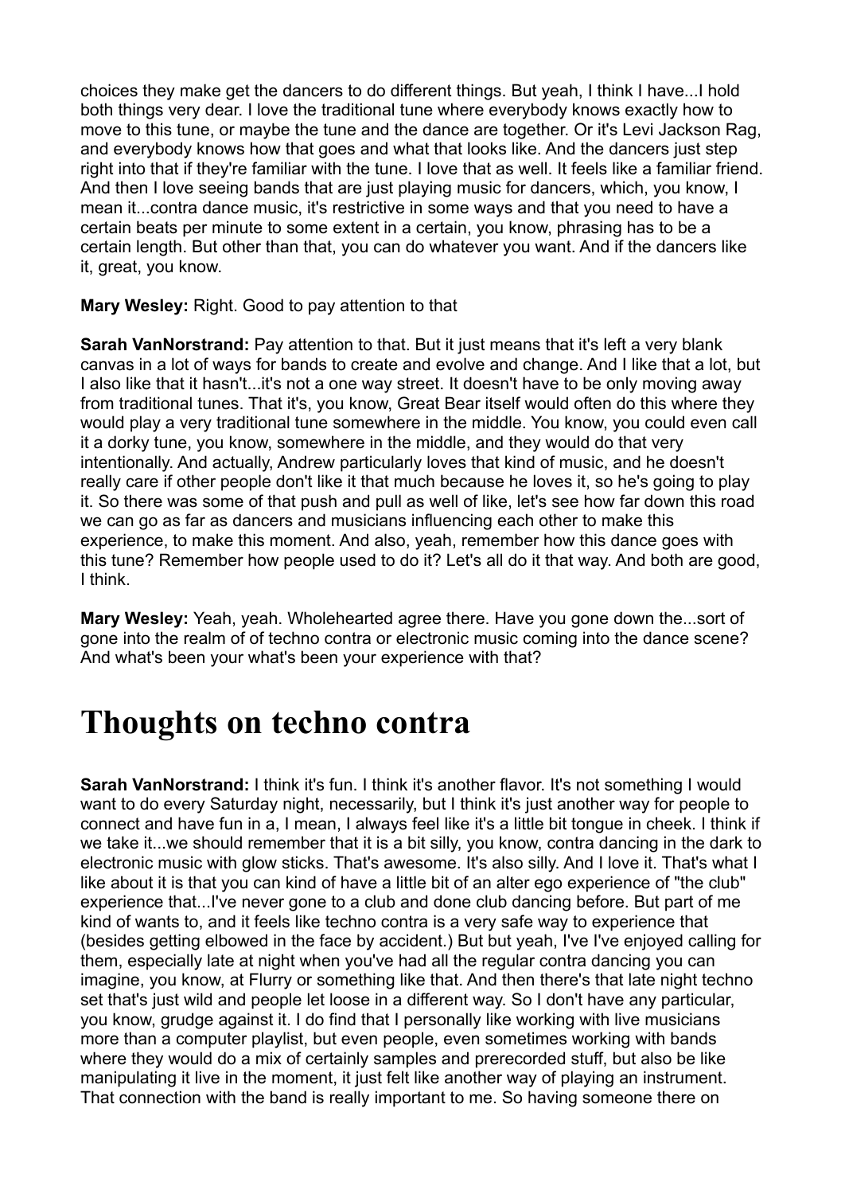choices they make get the dancers to do different things. But yeah, I think I have...I hold both things very dear. I love the traditional tune where everybody knows exactly how to move to this tune, or maybe the tune and the dance are together. Or it's Levi Jackson Rag, and everybody knows how that goes and what that looks like. And the dancers just step right into that if they're familiar with the tune. I love that as well. It feels like a familiar friend. And then I love seeing bands that are just playing music for dancers, which, you know, I mean it...contra dance music, it's restrictive in some ways and that you need to have a certain beats per minute to some extent in a certain, you know, phrasing has to be a certain length. But other than that, you can do whatever you want. And if the dancers like it, great, you know.

**Mary Wesley:** Right. Good to pay attention to that

**Sarah VanNorstrand:** Pay attention to that. But it just means that it's left a very blank canvas in a lot of ways for bands to create and evolve and change. And I like that a lot, but I also like that it hasn't...it's not a one way street. It doesn't have to be only moving away from traditional tunes. That it's, you know, Great Bear itself would often do this where they would play a very traditional tune somewhere in the middle. You know, you could even call it a dorky tune, you know, somewhere in the middle, and they would do that very intentionally. And actually, Andrew particularly loves that kind of music, and he doesn't really care if other people don't like it that much because he loves it, so he's going to play it. So there was some of that push and pull as well of like, let's see how far down this road we can go as far as dancers and musicians influencing each other to make this experience, to make this moment. And also, yeah, remember how this dance goes with this tune? Remember how people used to do it? Let's all do it that way. And both are good, I think.

**Mary Wesley:** Yeah, yeah. Wholehearted agree there. Have you gone down the...sort of gone into the realm of of techno contra or electronic music coming into the dance scene? And what's been your what's been your experience with that?

# Thoughts on techno contra

**Sarah VanNorstrand:** I think it's fun. I think it's another flavor. It's not something I would want to do every Saturday night, necessarily, but I think it's just another way for people to connect and have fun in a, I mean, I always feel like it's a little bit tongue in cheek. I think if we take it...we should remember that it is a bit silly, you know, contra dancing in the dark to electronic music with glow sticks. That's awesome. It's also silly. And I love it. That's what I like about it is that you can kind of have a little bit of an alter ego experience of "the club" experience that...I've never gone to a club and done club dancing before. But part of me kind of wants to, and it feels like techno contra is a very safe way to experience that (besides getting elbowed in the face by accident.) But but yeah, I've I've enjoyed calling for them, especially late at night when you've had all the regular contra dancing you can imagine, you know, at Flurry or something like that. And then there's that late night techno set that's just wild and people let loose in a different way. So I don't have any particular, you know, grudge against it. I do find that I personally like working with live musicians more than a computer playlist, but even people, even sometimes working with bands where they would do a mix of certainly samples and prerecorded stuff, but also be like manipulating it live in the moment, it just felt like another way of playing an instrument. That connection with the band is really important to me. So having someone there on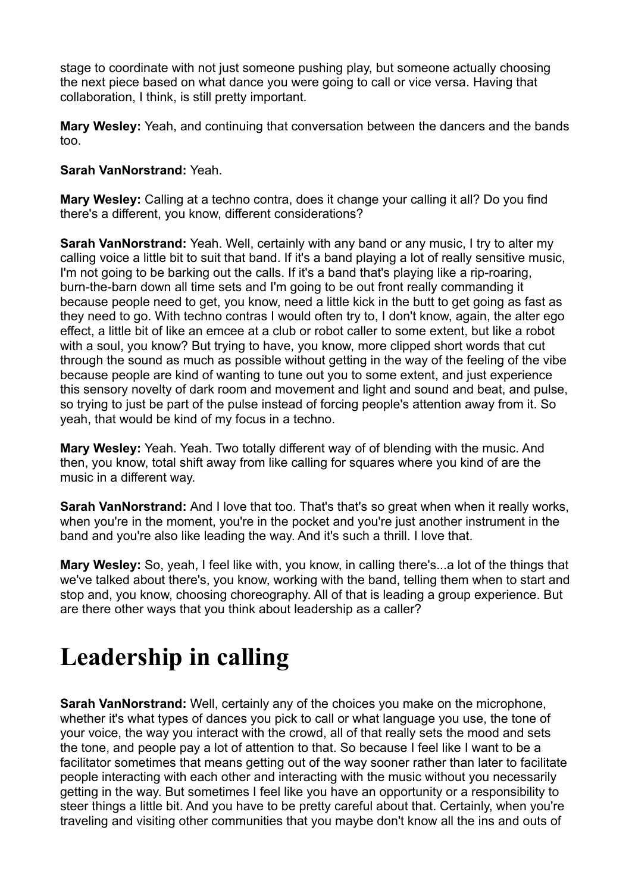stage to coordinate with not just someone pushing play, but someone actually choosing the next piece based on what dance you were going to call or vice versa. Having that collaboration, I think, is still pretty important.

**Mary Wesley:** Yeah, and continuing that conversation between the dancers and the bands too.

**Sarah VanNorstrand:** Yeah.

**Mary Wesley:** Calling at a techno contra, does it change your calling it all? Do you find there's a different, you know, different considerations?

**Sarah VanNorstrand:** Yeah. Well, certainly with any band or any music, I try to alter my calling voice a little bit to suit that band. If it's a band playing a lot of really sensitive music, I'm not going to be barking out the calls. If it's a band that's playing like a rip-roaring, burn-the-barn down all time sets and I'm going to be out front really commanding it because people need to get, you know, need a little kick in the butt to get going as fast as they need to go. With techno contras I would often try to, I don't know, again, the alter ego effect, a little bit of like an emcee at a club or robot caller to some extent, but like a robot with a soul, you know? But trying to have, you know, more clipped short words that cut through the sound as much as possible without getting in the way of the feeling of the vibe because people are kind of wanting to tune out you to some extent, and just experience this sensory novelty of dark room and movement and light and sound and beat, and pulse, so trying to just be part of the pulse instead of forcing people's attention away from it. So yeah, that would be kind of my focus in a techno.

**Mary Wesley:** Yeah. Yeah. Two totally different way of of blending with the music. And then, you know, total shift away from like calling for squares where you kind of are the music in a different way.

**Sarah VanNorstrand:** And I love that too. That's that's so great when when it really works, when you're in the moment, you're in the pocket and you're just another instrument in the band and you're also like leading the way. And it's such a thrill. I love that.

**Mary Wesley:** So, yeah, I feel like with, you know, in calling there's...a lot of the things that we've talked about there's, you know, working with the band, telling them when to start and stop and, you know, choosing choreography. All of that is leading a group experience. But are there other ways that you think about leadership as a caller?

# Leadership in calling

**Sarah VanNorstrand:** Well, certainly any of the choices you make on the microphone, whether it's what types of dances you pick to call or what language you use, the tone of your voice, the way you interact with the crowd, all of that really sets the mood and sets the tone, and people pay a lot of attention to that. So because I feel like I want to be a facilitator sometimes that means getting out of the way sooner rather than later to facilitate people interacting with each other and interacting with the music without you necessarily getting in the way. But sometimes I feel like you have an opportunity or a responsibility to steer things a little bit. And you have to be pretty careful about that. Certainly, when you're traveling and visiting other communities that you maybe don't know all the ins and outs of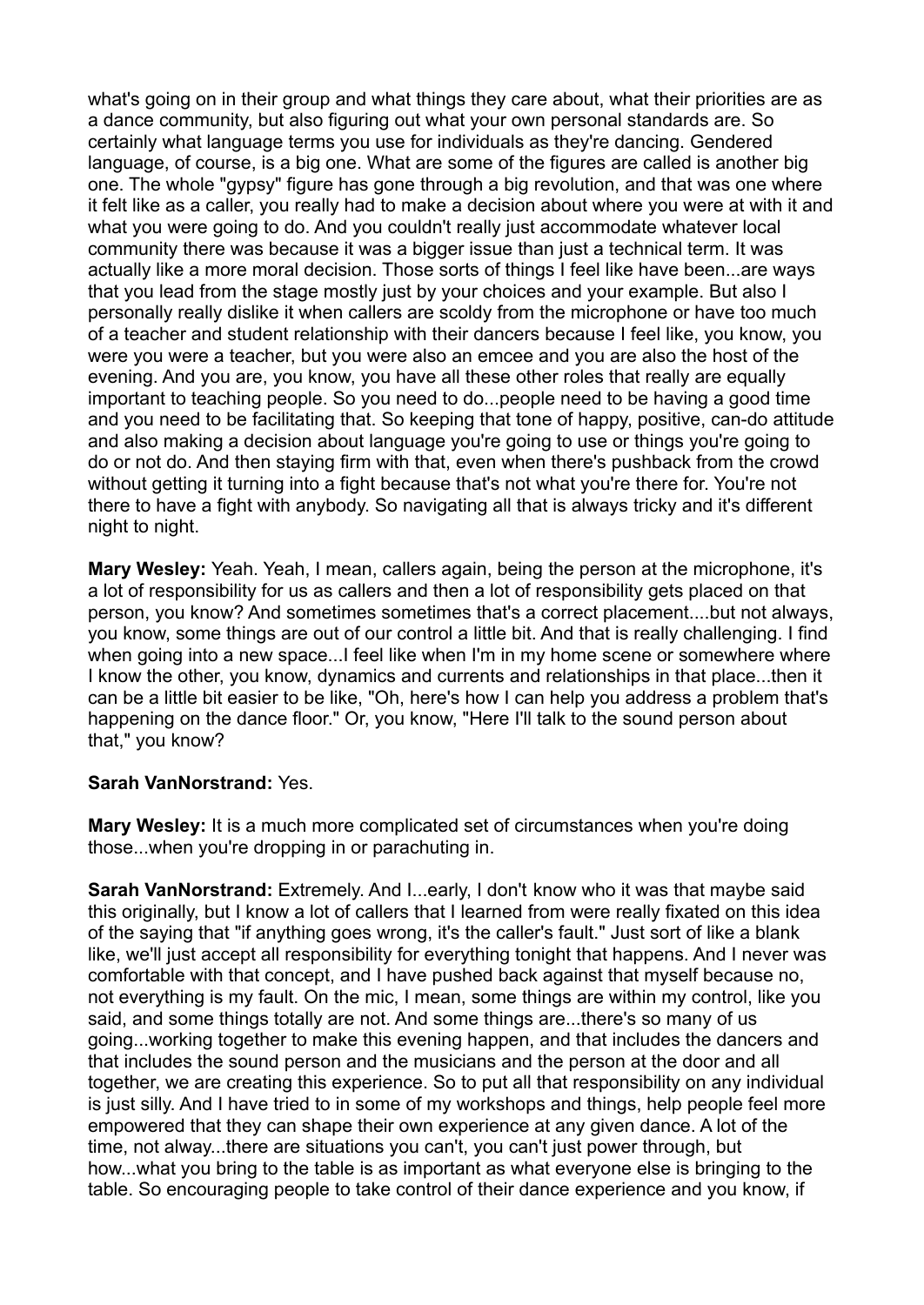what's going on in their group and what things they care about, what their priorities are as a dance community, but also figuring out what your own personal standards are. So certainly what language terms you use for individuals as they're dancing. Gendered language, of course, is a big one. What are some of the figures are called is another big one. The whole "gypsy" figure has gone through a big revolution, and that was one where it felt like as a caller, you really had to make a decision about where you were at with it and what you were going to do. And you couldn't really just accommodate whatever local community there was because it was a bigger issue than just a technical term. It was actually like a more moral decision. Those sorts of things I feel like have been...are ways that you lead from the stage mostly just by your choices and your example. But also I personally really dislike it when callers are scoldy from the microphone or have too much of a teacher and student relationship with their dancers because I feel like, you know, you were you were a teacher, but you were also an emcee and you are also the host of the evening. And you are, you know, you have all these other roles that really are equally important to teaching people. So you need to do...people need to be having a good time and you need to be facilitating that. So keeping that tone of happy, positive, can-do attitude and also making a decision about language you're going to use or things you're going to do or not do. And then staying firm with that, even when there's pushback from the crowd without getting it turning into a fight because that's not what you're there for. You're not there to have a fight with anybody. So navigating all that is always tricky and it's different night to night.

**Mary Wesley:** Yeah. Yeah, I mean, callers again, being the person at the microphone, it's a lot of responsibility for us as callers and then a lot of responsibility gets placed on that person, you know? And sometimes sometimes that's a correct placement....but not always, you know, some things are out of our control a little bit. And that is really challenging. I find when going into a new space...I feel like when I'm in my home scene or somewhere where I know the other, you know, dynamics and currents and relationships in that place...then it can be a little bit easier to be like, "Oh, here's how I can help you address a problem that's happening on the dance floor." Or, you know, "Here I'll talk to the sound person about that," you know?

**Sarah VanNorstrand:** Yes.

**Mary Wesley:** It is a much more complicated set of circumstances when you're doing those...when you're dropping in or parachuting in.

**Sarah VanNorstrand:** Extremely. And I...early, I don't know who it was that maybe said this originally, but I know a lot of callers that I learned from were really fixated on this idea of the saying that "if anything goes wrong, it's the caller's fault." Just sort of like a blank like, we'll just accept all responsibility for everything tonight that happens. And I never was comfortable with that concept, and I have pushed back against that myself because no, not everything is my fault. On the mic, I mean, some things are within my control, like you said, and some things totally are not. And some things are...there's so many of us going...working together to make this evening happen, and that includes the dancers and that includes the sound person and the musicians and the person at the door and all together, we are creating this experience. So to put all that responsibility on any individual is just silly. And I have tried to in some of my workshops and things, help people feel more empowered that they can shape their own experience at any given dance. A lot of the time, not alway...there are situations you can't, you can't just power through, but how...what you bring to the table is as important as what everyone else is bringing to the table. So encouraging people to take control of their dance experience and you know, if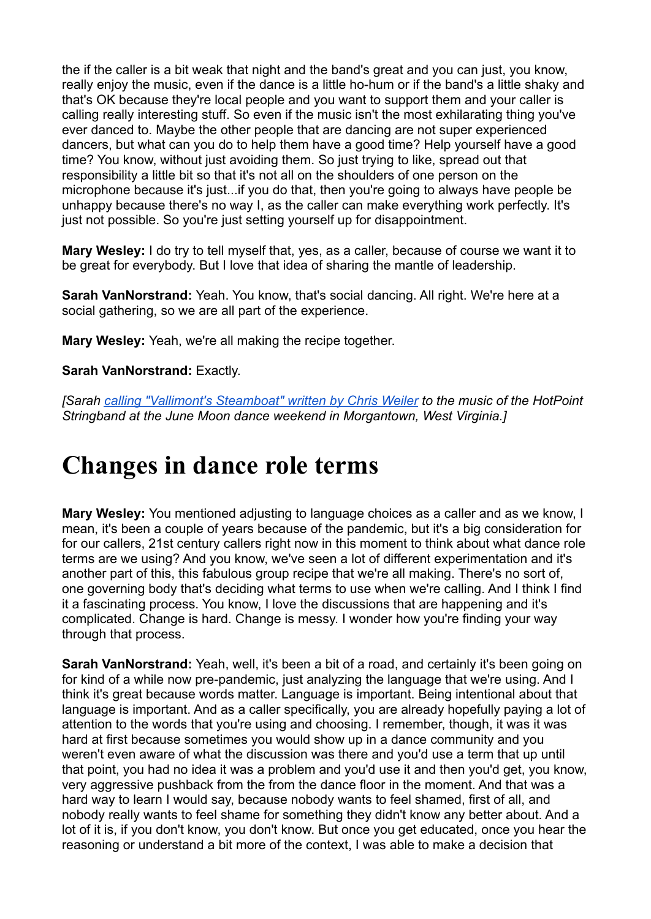the if the caller is a bit weak that night and the band's great and you can just, you know, really enjoy the music, even if the dance is a little ho-hum or if the band's a little shaky and that's OK because they're local people and you want to support them and your caller is calling really interesting stuff. So even if the music isn't the most exhilarating thing you've ever danced to. Maybe the other people that are dancing are not super experienced dancers, but what can you do to help them have a good time? Help yourself have a good time? You know, without just avoiding them. So just trying to like, spread out that responsibility a little bit so that it's not all on the shoulders of one person on the microphone because it's just...if you do that, then you're going to always have people be unhappy because there's no way I, as the caller can make everything work perfectly. It's just not possible. So you're just setting yourself up for disappointment.

**Mary Wesley:** I do try to tell myself that, yes, as a caller, because of course we want it to be great for everybody. But I love that idea of sharing the mantle of leadership.

**Sarah VanNorstrand:** Yeah. You know, that's social dancing. All right. We're here at a social gathering, so we are all part of the experience.

**Mary Wesley:** Yeah, we're all making the recipe together.

**Sarah VanNorstrand:** Exactly.

*[Sarah calling "Vallimont's Steamboat" written by Chris Weiler to the music of the HotPoint Stringband at the June Moon dance weekend in Morgantown, West Virginia.]*

# Changes in dance role terms

**Mary Wesley:** You mentioned adjusting to language choices as a caller and as we know, I mean, it's been a couple of years because of the pandemic, but it's a big consideration for for our callers, 21st century callers right now in this moment to think about what dance role terms are we using? And you know, we've seen a lot of different experimentation and it's another part of this, this fabulous group recipe that we're all making. There's no sort of, one governing body that's deciding what terms to use when we're calling. And I think I find it a fascinating process. You know, I love the discussions that are happening and it's complicated. Change is hard. Change is messy. I wonder how you're finding your way through that process.

**Sarah VanNorstrand:** Yeah, well, it's been a bit of a road, and certainly it's been going on for kind of a while now pre-pandemic, just analyzing the language that we're using. And I think it's great because words matter. Language is important. Being intentional about that language is important. And as a caller specifically, you are already hopefully paying a lot of attention to the words that you're using and choosing. I remember, though, it was it was hard at first because sometimes you would show up in a dance community and you weren't even aware of what the discussion was there and you'd use a term that up until that point, you had no idea it was a problem and you'd use it and then you'd get, you know, very aggressive pushback from the from the dance floor in the moment. And that was a hard way to learn I would say, because nobody wants to feel shamed, first of all, and nobody really wants to feel shame for something they didn't know any better about. And a lot of it is, if you don't know, you don't know. But once you get educated, once you hear the reasoning or understand a bit more of the context, I was able to make a decision that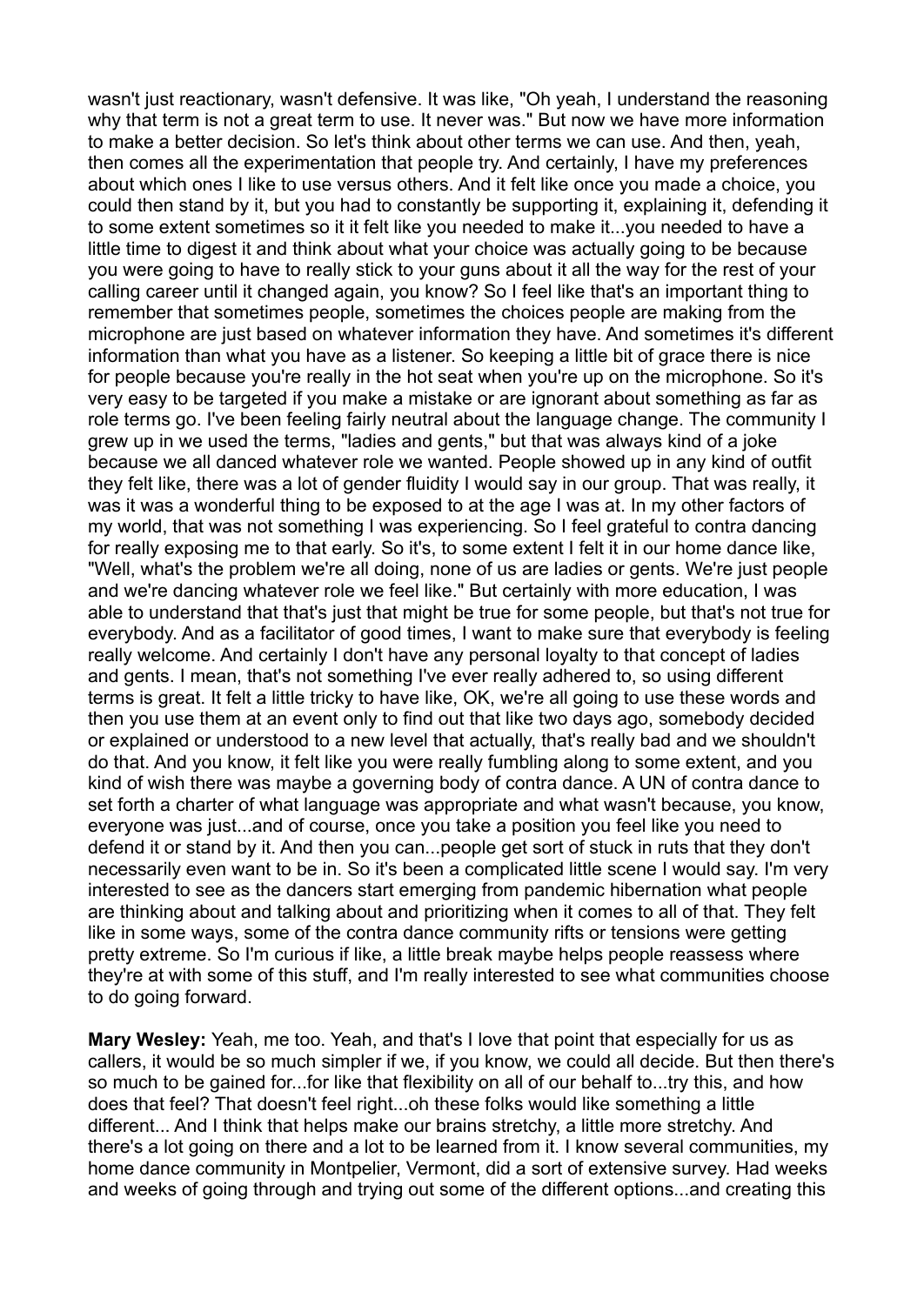wasn't just reactionary, wasn't defensive. It was like, "Oh yeah, I understand the reasoning why that term is not a great term to use. It never was." But now we have more information to make a better decision. So let's think about other terms we can use. And then, yeah, then comes all the experimentation that people try. And certainly, I have my preferences about which ones I like to use versus others. And it felt like once you made a choice, you could then stand by it, but you had to constantly be supporting it, explaining it, defending it to some extent sometimes so it it felt like you needed to make it...you needed to have a little time to digest it and think about what your choice was actually going to be because you were going to have to really stick to your guns about it all the way for the rest of your calling career until it changed again, you know? So I feel like that's an important thing to remember that sometimes people, sometimes the choices people are making from the microphone are just based on whatever information they have. And sometimes it's different information than what you have as a listener. So keeping a little bit of grace there is nice for people because you're really in the hot seat when you're up on the microphone. So it's very easy to be targeted if you make a mistake or are ignorant about something as far as role terms go. I've been feeling fairly neutral about the language change. The community I grew up in we used the terms, "ladies and gents," but that was always kind of a joke because we all danced whatever role we wanted. People showed up in any kind of outfit they felt like, there was a lot of gender fluidity I would say in our group. That was really, it was it was a wonderful thing to be exposed to at the age I was at. In my other factors of my world, that was not something I was experiencing. So I feel grateful to contra dancing for really exposing me to that early. So it's, to some extent I felt it in our home dance like, "Well, what's the problem we're all doing, none of us are ladies or gents. We're just people and we're dancing whatever role we feel like." But certainly with more education, I was able to understand that that's just that might be true for some people, but that's not true for everybody. And as a facilitator of good times, I want to make sure that everybody is feeling really welcome. And certainly I don't have any personal loyalty to that concept of ladies and gents. I mean, that's not something I've ever really adhered to, so using different terms is great. It felt a little tricky to have like, OK, we're all going to use these words and then you use them at an event only to find out that like two days ago, somebody decided or explained or understood to a new level that actually, that's really bad and we shouldn't do that. And you know, it felt like you were really fumbling along to some extent, and you kind of wish there was maybe a governing body of contra dance. A UN of contra dance to set forth a charter of what language was appropriate and what wasn't because, you know, everyone was just...and of course, once you take a position you feel like you need to defend it or stand by it. And then you can...people get sort of stuck in ruts that they don't necessarily even want to be in. So it's been a complicated little scene I would say. I'm very interested to see as the dancers start emerging from pandemic hibernation what people are thinking about and talking about and prioritizing when it comes to all of that. They felt like in some ways, some of the contra dance community rifts or tensions were getting pretty extreme. So I'm curious if like, a little break maybe helps people reassess where they're at with some of this stuff, and I'm really interested to see what communities choose to do going forward.

**Mary Wesley:** Yeah, me too. Yeah, and that's I love that point that especially for us as callers, it would be so much simpler if we, if you know, we could all decide. But then there's so much to be gained for...for like that flexibility on all of our behalf to...try this, and how does that feel? That doesn't feel right...oh these folks would like something a little different... And I think that helps make our brains stretchy, a little more stretchy. And there's a lot going on there and a lot to be learned from it. I know several communities, my home dance community in Montpelier, Vermont, did a sort of extensive survey. Had weeks and weeks of going through and trying out some of the different options...and creating this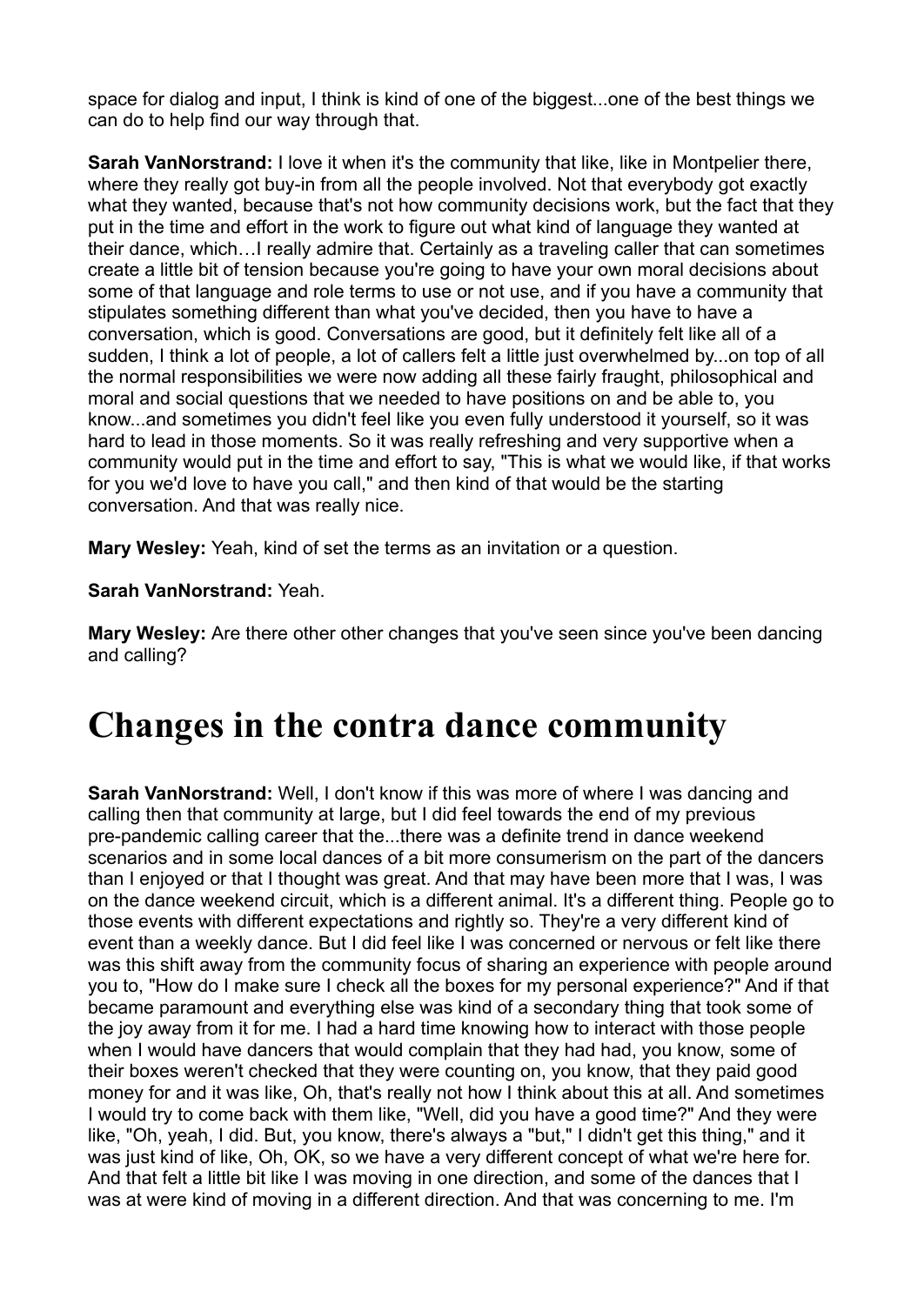space for dialog and input, I think is kind of one of the biggest...one of the best things we can do to help find our way through that.

**Sarah VanNorstrand:** I love it when it's the community that like, like in Montpelier there, where they really got buy-in from all the people involved. Not that everybody got exactly what they wanted, because that's not how community decisions work, but the fact that they put in the time and effort in the work to figure out what kind of language they wanted at their dance, which…I really admire that. Certainly as a traveling caller that can sometimes create a little bit of tension because you're going to have your own moral decisions about some of that language and role terms to use or not use, and if you have a community that stipulates something different than what you've decided, then you have to have a conversation, which is good. Conversations are good, but it definitely felt like all of a sudden, I think a lot of people, a lot of callers felt a little just overwhelmed by...on top of all the normal responsibilities we were now adding all these fairly fraught, philosophical and moral and social questions that we needed to have positions on and be able to, you know...and sometimes you didn't feel like you even fully understood it yourself, so it was hard to lead in those moments. So it was really refreshing and very supportive when a community would put in the time and effort to say, "This is what we would like, if that works for you we'd love to have you call," and then kind of that would be the starting conversation. And that was really nice.

**Mary Wesley:** Yeah, kind of set the terms as an invitation or a question.

**Sarah VanNorstrand:** Yeah.

**Mary Wesley:** Are there other other changes that you've seen since you've been dancing and calling?

# Changes in the contra dance community

**Sarah VanNorstrand:** Well, I don't know if this was more of where I was dancing and calling then that community at large, but I did feel towards the end of my previous pre-pandemic calling career that the...there was a definite trend in dance weekend scenarios and in some local dances of a bit more consumerism on the part of the dancers than I enjoyed or that I thought was great. And that may have been more that I was, I was on the dance weekend circuit, which is a different animal. It's a different thing. People go to those events with different expectations and rightly so. They're a very different kind of event than a weekly dance. But I did feel like I was concerned or nervous or felt like there was this shift away from the community focus of sharing an experience with people around you to, "How do I make sure I check all the boxes for my personal experience?" And if that became paramount and everything else was kind of a secondary thing that took some of the joy away from it for me. I had a hard time knowing how to interact with those people when I would have dancers that would complain that they had had, you know, some of their boxes weren't checked that they were counting on, you know, that they paid good money for and it was like, Oh, that's really not how I think about this at all. And sometimes I would try to come back with them like, "Well, did you have a good time?" And they were like, "Oh, yeah, I did. But, you know, there's always a "but," I didn't get this thing," and it was just kind of like, Oh, OK, so we have a very different concept of what we're here for. And that felt a little bit like I was moving in one direction, and some of the dances that I was at were kind of moving in a different direction. And that was concerning to me. I'm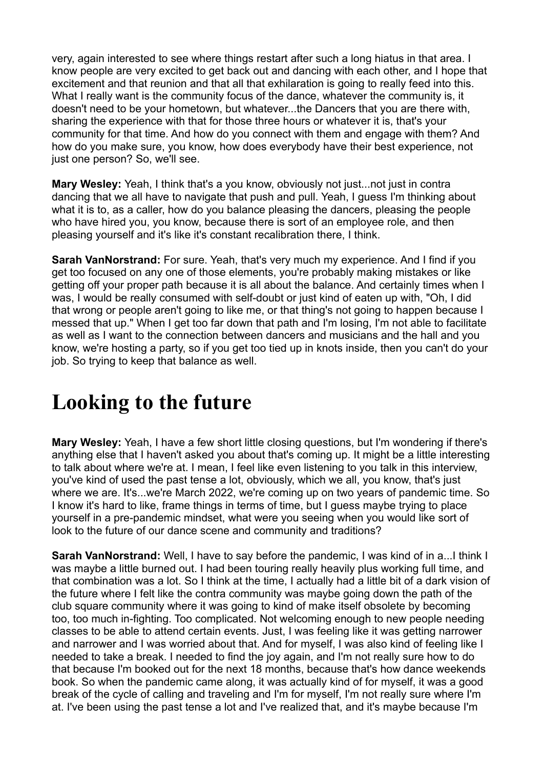very, again interested to see where things restart after such a long hiatus in that area. I know people are very excited to get back out and dancing with each other, and I hope that excitement and that reunion and that all that exhilaration is going to really feed into this. What I really want is the community focus of the dance, whatever the community is, it doesn't need to be your hometown, but whatever...the Dancers that you are there with, sharing the experience with that for those three hours or whatever it is, that's your community for that time. And how do you connect with them and engage with them? And how do you make sure, you know, how does everybody have their best experience, not just one person? So, we'll see.

**Mary Wesley:** Yeah, I think that's a you know, obviously not just...not just in contra dancing that we all have to navigate that push and pull. Yeah, I guess I'm thinking about what it is to, as a caller, how do you balance pleasing the dancers, pleasing the people who have hired you, you know, because there is sort of an employee role, and then pleasing yourself and it's like it's constant recalibration there, I think.

**Sarah VanNorstrand:** For sure. Yeah, that's very much my experience. And I find if you get too focused on any one of those elements, you're probably making mistakes or like getting off your proper path because it is all about the balance. And certainly times when I was, I would be really consumed with self-doubt or just kind of eaten up with, "Oh, I did that wrong or people aren't going to like me, or that thing's not going to happen because I messed that up." When I get too far down that path and I'm losing, I'm not able to facilitate as well as I want to the connection between dancers and musicians and the hall and you know, we're hosting a party, so if you get too tied up in knots inside, then you can't do your job. So trying to keep that balance as well.

# Looking to the future

**Mary Wesley:** Yeah, I have a few short little closing questions, but I'm wondering if there's anything else that I haven't asked you about that's coming up. It might be a little interesting to talk about where we're at. I mean, I feel like even listening to you talk in this interview, you've kind of used the past tense a lot, obviously, which we all, you know, that's just where we are. It's...we're March 2022, we're coming up on two years of pandemic time. So I know it's hard to like, frame things in terms of time, but I guess maybe trying to place yourself in a pre-pandemic mindset, what were you seeing when you would like sort of look to the future of our dance scene and community and traditions?

**Sarah VanNorstrand:** Well, I have to say before the pandemic, I was kind of in a...I think I was maybe a little burned out. I had been touring really heavily plus working full time, and that combination was a lot. So I think at the time, I actually had a little bit of a dark vision of the future where I felt like the contra community was maybe going down the path of the club square community where it was going to kind of make itself obsolete by becoming too, too much in-fighting. Too complicated. Not welcoming enough to new people needing classes to be able to attend certain events. Just, I was feeling like it was getting narrower and narrower and I was worried about that. And for myself, I was also kind of feeling like I needed to take a break. I needed to find the joy again, and I'm not really sure how to do that because I'm booked out for the next 18 months, because that's how dance weekends book. So when the pandemic came along, it was actually kind of for myself, it was a good break of the cycle of calling and traveling and I'm for myself, I'm not really sure where I'm at. I've been using the past tense a lot and I've realized that, and it's maybe because I'm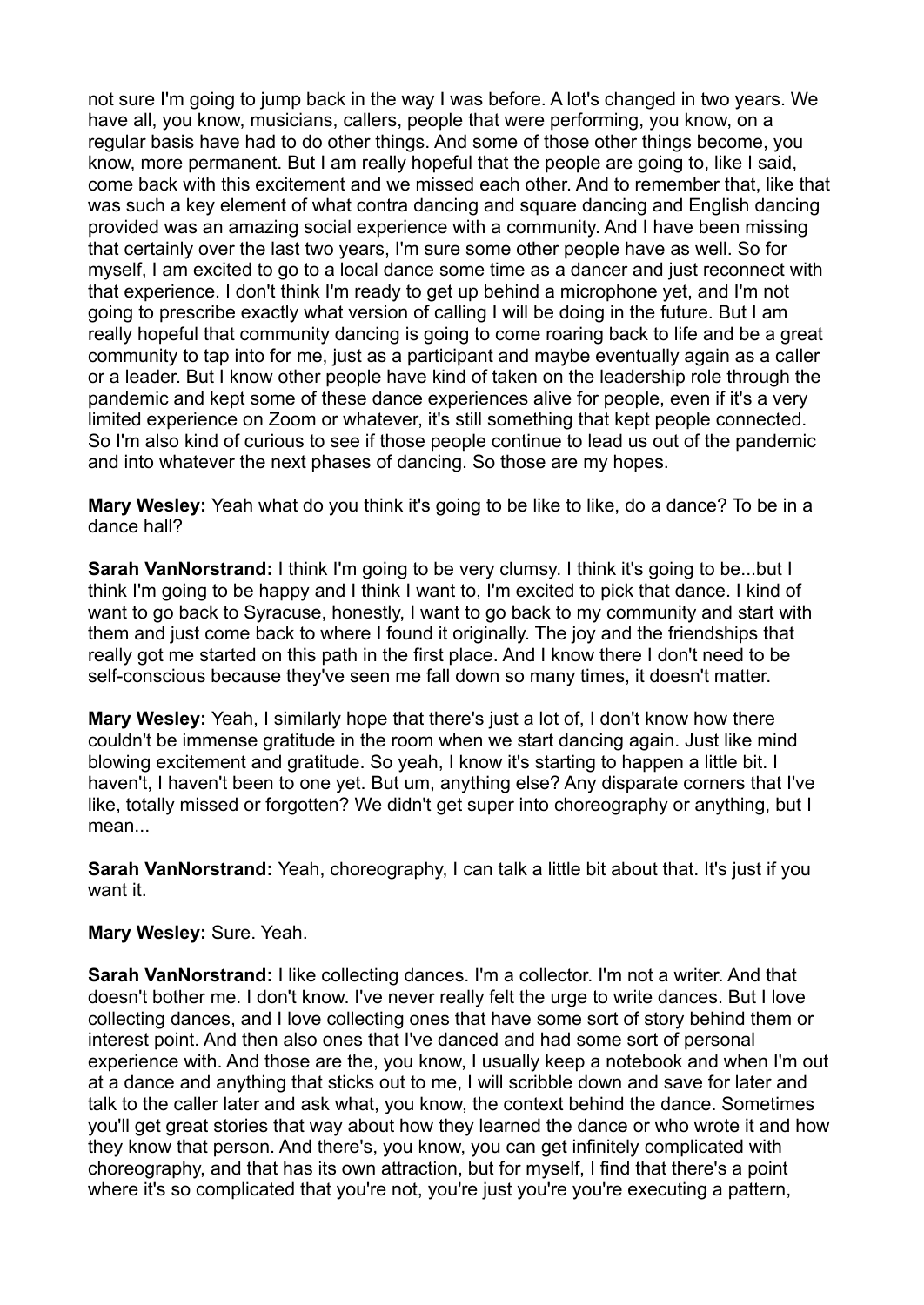not sure I'm going to jump back in the way I was before. A lot's changed in two years. We have all, you know, musicians, callers, people that were performing, you know, on a regular basis have had to do other things. And some of those other things become, you know, more permanent. But I am really hopeful that the people are going to, like I said, come back with this excitement and we missed each other. And to remember that, like that was such a key element of what contra dancing and square dancing and English dancing provided was an amazing social experience with a community. And I have been missing that certainly over the last two years, I'm sure some other people have as well. So for myself, I am excited to go to a local dance some time as a dancer and just reconnect with that experience. I don't think I'm ready to get up behind a microphone yet, and I'm not going to prescribe exactly what version of calling I will be doing in the future. But I am really hopeful that community dancing is going to come roaring back to life and be a great community to tap into for me, just as a participant and maybe eventually again as a caller or a leader. But I know other people have kind of taken on the leadership role through the pandemic and kept some of these dance experiences alive for people, even if it's a very limited experience on Zoom or whatever, it's still something that kept people connected. So I'm also kind of curious to see if those people continue to lead us out of the pandemic and into whatever the next phases of dancing. So those are my hopes.

**Mary Wesley:** Yeah what do you think it's going to be like to like, do a dance? To be in a dance hall?

**Sarah VanNorstrand:** I think I'm going to be very clumsy. I think it's going to be...but I think I'm going to be happy and I think I want to, I'm excited to pick that dance. I kind of want to go back to Syracuse, honestly, I want to go back to my community and start with them and just come back to where I found it originally. The joy and the friendships that really got me started on this path in the first place. And I know there I don't need to be self-conscious because they've seen me fall down so many times, it doesn't matter.

**Mary Wesley:** Yeah, I similarly hope that there's just a lot of, I don't know how there couldn't be immense gratitude in the room when we start dancing again. Just like mind blowing excitement and gratitude. So yeah, I know it's starting to happen a little bit. I haven't, I haven't been to one yet. But um, anything else? Any disparate corners that I've like, totally missed or forgotten? We didn't get super into choreography or anything, but I mean...

**Sarah VanNorstrand:** Yeah, choreography, I can talk a little bit about that. It's just if you want it.

**Mary Wesley:** Sure. Yeah.

**Sarah VanNorstrand:** I like collecting dances. I'm a collector. I'm not a writer. And that doesn't bother me. I don't know. I've never really felt the urge to write dances. But I love collecting dances, and I love collecting ones that have some sort of story behind them or interest point. And then also ones that I've danced and had some sort of personal experience with. And those are the, you know, I usually keep a notebook and when I'm out at a dance and anything that sticks out to me, I will scribble down and save for later and talk to the caller later and ask what, you know, the context behind the dance. Sometimes you'll get great stories that way about how they learned the dance or who wrote it and how they know that person. And there's, you know, you can get infinitely complicated with choreography, and that has its own attraction, but for myself, I find that there's a point where it's so complicated that you're not, you're just you're you're executing a pattern,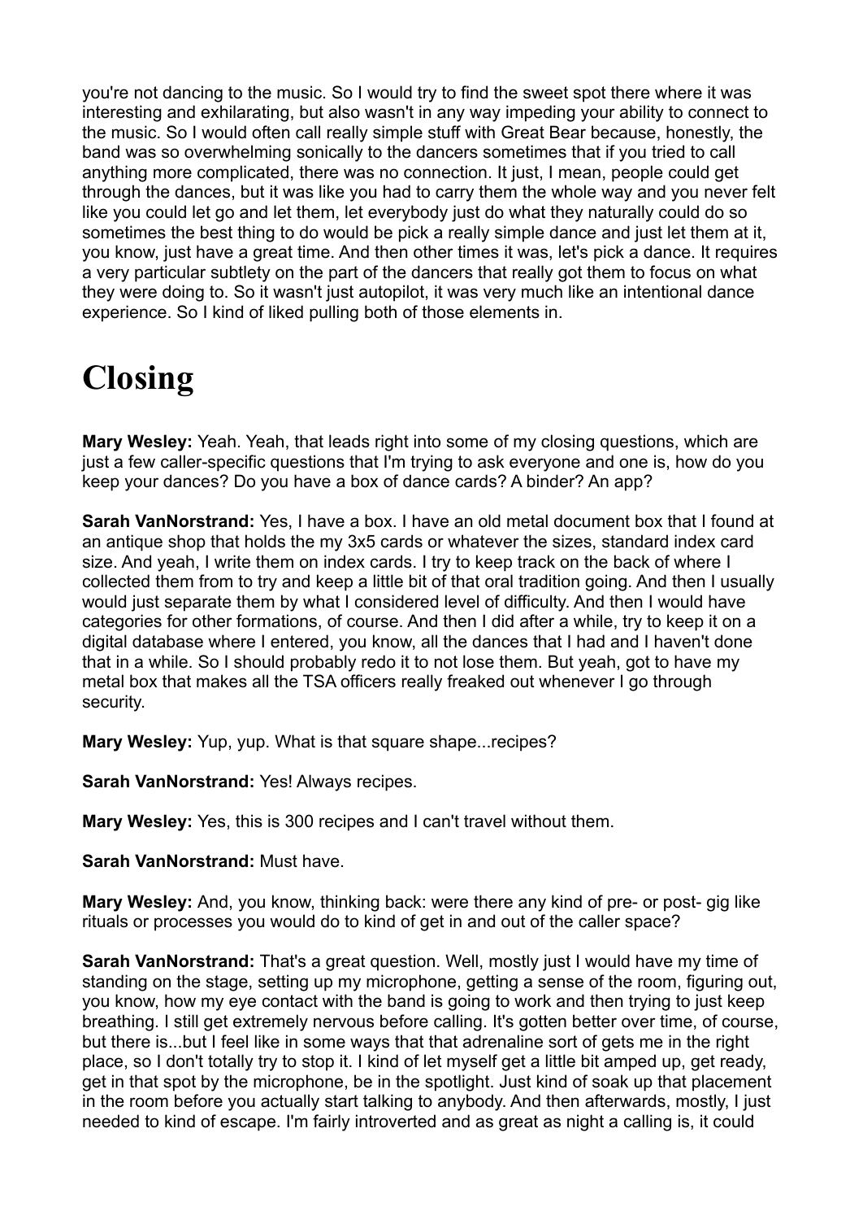you're not dancing to the music. So I would try to find the sweet spot there where it was interesting and exhilarating, but also wasn't in any way impeding your ability to connect to the music. So I would often call really simple stuff with Great Bear because, honestly, the band was so overwhelming sonically to the dancers sometimes that if you tried to call anything more complicated, there was no connection. It just, I mean, people could get through the dances, but it was like you had to carry them the whole way and you never felt like you could let go and let them, let everybody just do what they naturally could do so sometimes the best thing to do would be pick a really simple dance and just let them at it, you know, just have a great time. And then other times it was, let's pick a dance. It requires a very particular subtlety on the part of the dancers that really got them to focus on what they were doing to. So it wasn't just autopilot, it was very much like an intentional dance experience. So I kind of liked pulling both of those elements in.

# Closing

**Mary Wesley:** Yeah. Yeah, that leads right into some of my closing questions, which are just a few caller-specific questions that I'm trying to ask everyone and one is, how do you keep your dances? Do you have a box of dance cards? A binder? An app?

**Sarah VanNorstrand:** Yes, I have a box. I have an old metal document box that I found at an antique shop that holds the my 3x5 cards or whatever the sizes, standard index card size. And yeah, I write them on index cards. I try to keep track on the back of where I collected them from to try and keep a little bit of that oral tradition going. And then I usually would just separate them by what I considered level of difficulty. And then I would have categories for other formations, of course. And then I did after a while, try to keep it on a digital database where I entered, you know, all the dances that I had and I haven't done that in a while. So I should probably redo it to not lose them. But yeah, got to have my metal box that makes all the TSA officers really freaked out whenever I go through security.

**Mary Wesley:** Yup, yup. What is that square shape...recipes?

**Sarah VanNorstrand:** Yes! Always recipes.

**Mary Wesley:** Yes, this is 300 recipes and I can't travel without them.

**Sarah VanNorstrand:** Must have.

**Mary Wesley:** And, you know, thinking back: were there any kind of pre- or post- gig like rituals or processes you would do to kind of get in and out of the caller space?

**Sarah VanNorstrand:** That's a great question. Well, mostly just I would have my time of standing on the stage, setting up my microphone, getting a sense of the room, figuring out, you know, how my eye contact with the band is going to work and then trying to just keep breathing. I still get extremely nervous before calling. It's gotten better over time, of course, but there is...but I feel like in some ways that that adrenaline sort of gets me in the right place, so I don't totally try to stop it. I kind of let myself get a little bit amped up, get ready, get in that spot by the microphone, be in the spotlight. Just kind of soak up that placement in the room before you actually start talking to anybody. And then afterwards, mostly, I just needed to kind of escape. I'm fairly introverted and as great as night a calling is, it could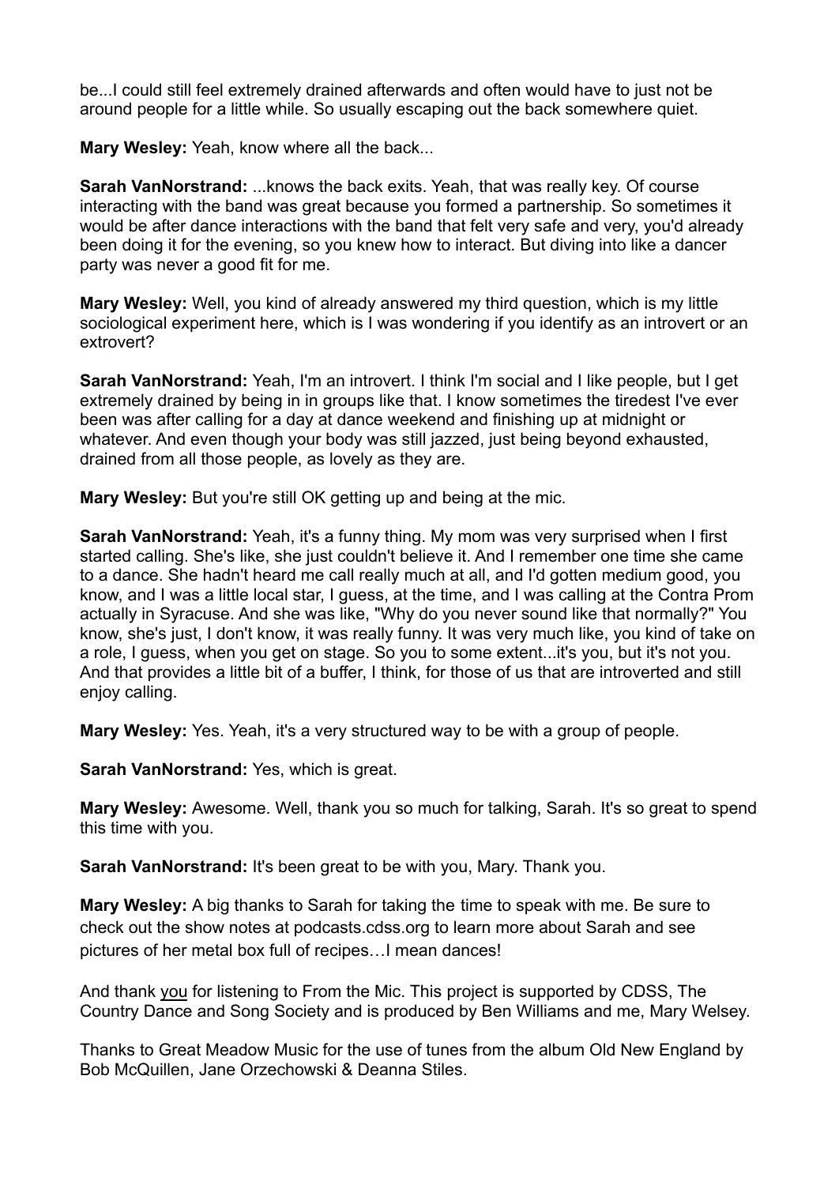be...I could still feel extremely drained afterwards and often would have to just not be around people for a little while. So usually escaping out the back somewhere quiet.

**Mary Wesley:** Yeah, know where all the back...

**Sarah VanNorstrand:** ...knows the back exits. Yeah, that was really key. Of course interacting with the band was great because you formed a partnership. So sometimes it would be after dance interactions with the band that felt very safe and very, you'd already been doing it for the evening, so you knew how to interact. But diving into like a dancer party was never a good fit for me.

**Mary Wesley:** Well, you kind of already answered my third question, which is my little sociological experiment here, which is I was wondering if you identify as an introvert or an extrovert?

**Sarah VanNorstrand:** Yeah, I'm an introvert. I think I'm social and I like people, but I get extremely drained by being in in groups like that. I know sometimes the tiredest I've ever been was after calling for a day at dance weekend and finishing up at midnight or whatever. And even though your body was still jazzed, just being beyond exhausted, drained from all those people, as lovely as they are.

**Mary Wesley:** But you're still OK getting up and being at the mic.

**Sarah VanNorstrand:** Yeah, it's a funny thing. My mom was very surprised when I first started calling. She's like, she just couldn't believe it. And I remember one time she came to a dance. She hadn't heard me call really much at all, and I'd gotten medium good, you know, and I was a little local star, I guess, at the time, and I was calling at the Contra Prom actually in Syracuse. And she was like, "Why do you never sound like that normally?" You know, she's just, I don't know, it was really funny. It was very much like, you kind of take on a role, I guess, when you get on stage. So you to some extent...it's you, but it's not you. And that provides a little bit of a buffer, I think, for those of us that are introverted and still enjoy calling.

**Mary Wesley:** Yes. Yeah, it's a very structured way to be with a group of people.

**Sarah VanNorstrand:** Yes, which is great.

**Mary Wesley:** Awesome. Well, thank you so much for talking, Sarah. It's so great to spend this time with you.

**Sarah VanNorstrand:** It's been great to be with you, Mary. Thank you.

**Mary Wesley:** A big thanks to Sarah for taking the time to speak with me. Be sure to check out the show notes at podcasts.cdss.org to learn more about Sarah and see pictures of her metal box full of recipes…I mean dances!

And thank you for listening to From the Mic. This project is supported by CDSS, The Country Dance and Song Society and is produced by Ben Williams and me, Mary Welsey.

Thanks to Great Meadow Music for the use of tunes from the album Old New England by Bob McQuillen, Jane Orzechowski & Deanna Stiles.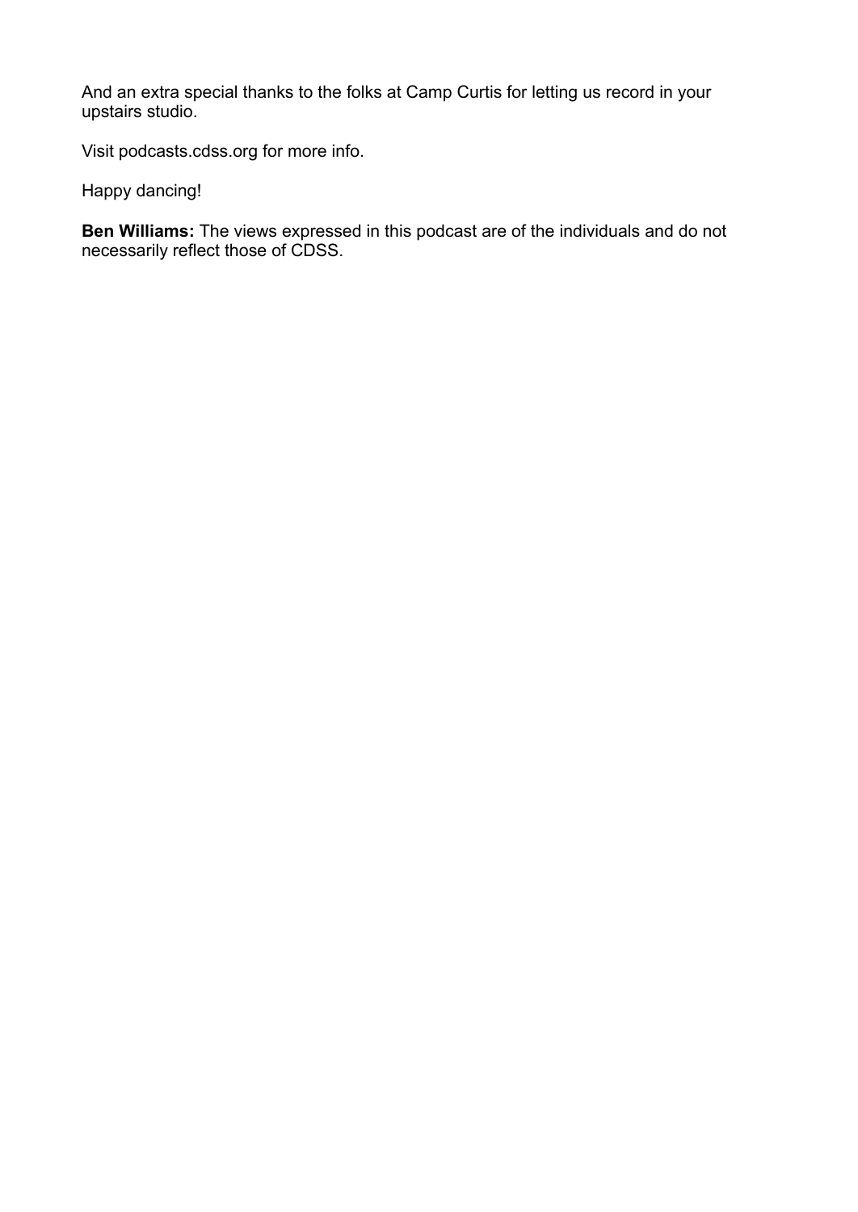And an extra special thanks to the folks at Camp Curtis for letting us record in your upstairs studio.

Visit podcasts.cdss.org for more info.

Happy dancing!

**Ben Williams:** The views expressed in this podcast are of the individuals and do not necessarily reflect those of CDSS.